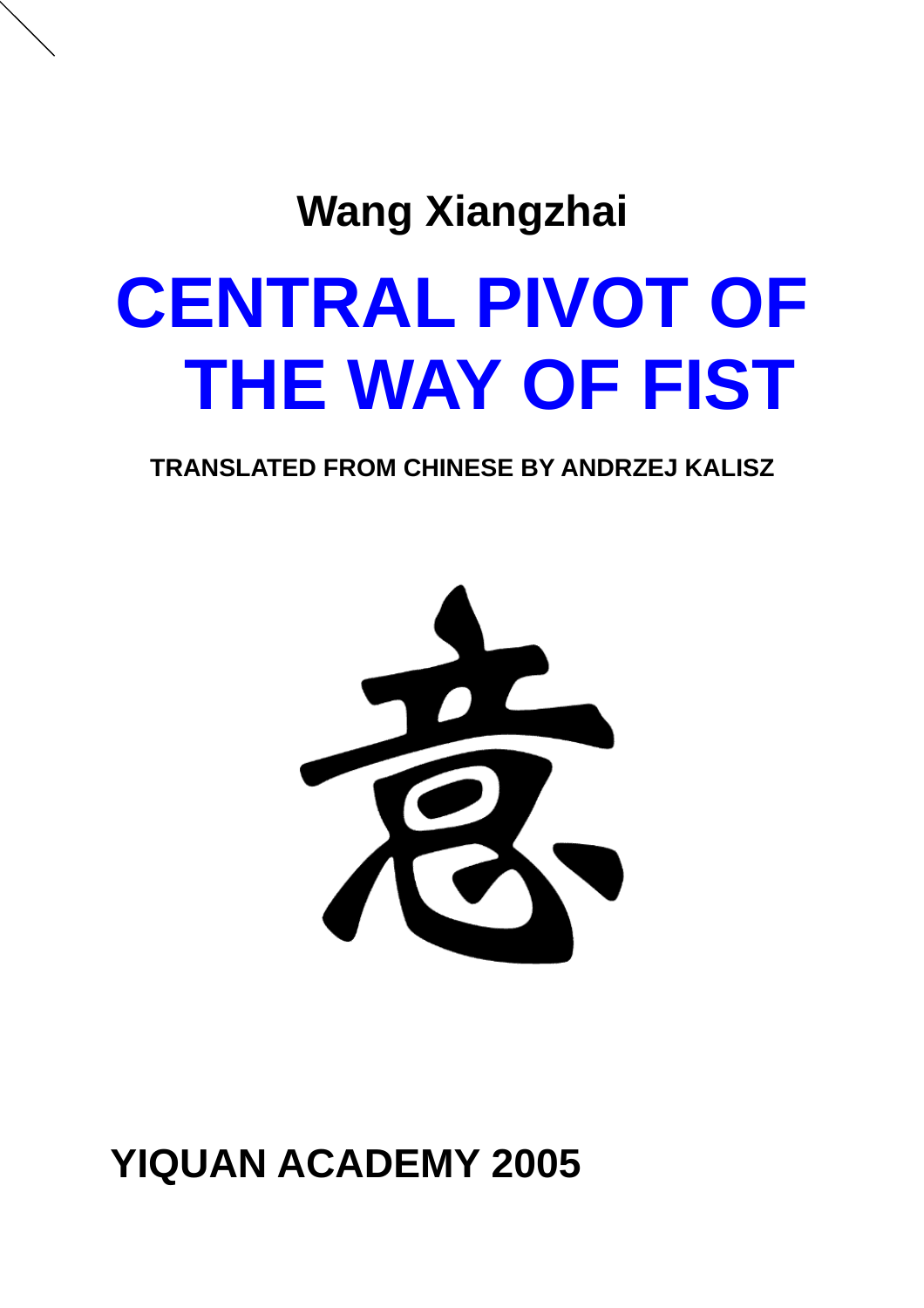**Wang Xiangzhai**

# CENTRAL PIVOT OF THE WAY OF FIST

**TRANSLATED FROM CHINESE BY ANDRZEJ KALISZ**

意

**YIQUAN ACADEMY 2005**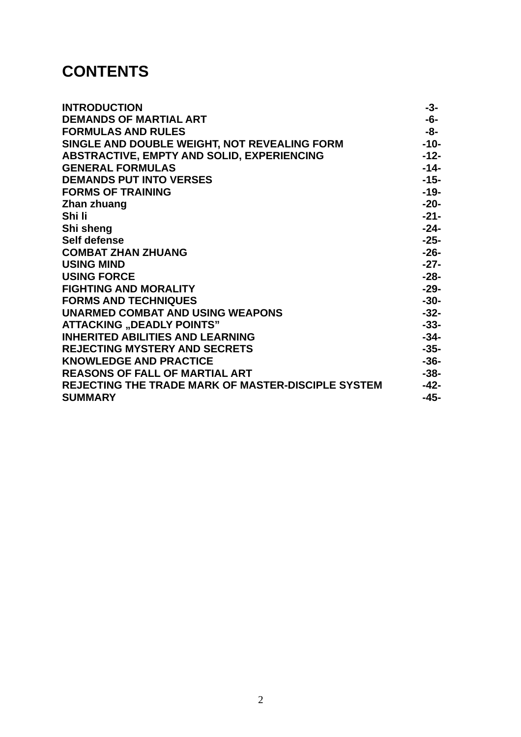# CONTENTS

| | |
|---|---|
| **INTRODUCTION** | **-3-** |
| **DEMANDS OF MARTIAL ART** | **-6-** |
| **FORMULAS AND RULES** | **-8-** |
| **SINGLE AND DOUBLE WEIGHT, NOT REVEALING FORM** | **-10-** |
| **ABSTRACTIVE, EMPTY AND SOLID, EXPERIENCING** | **-12-** |
| **GENERAL FORMULAS** | **-14-** |
| **DEMANDS PUT INTO VERSES** | **-15-** |
| **FORMS OF TRAINING** | **-19-** |
| **Zhan zhuang** | **-20-** |
| **Shi li** | **-21-** |
| **Shi sheng** | **-24-** |
| **Self defense** | **-25-** |
| **COMBAT ZHAN ZHUANG** | **-26-** |
| **USING MIND** | **-27-** |
| **USING FORCE** | **-28-** |
| **FIGHTING AND MORALITY** | **-29-** |
| **FORMS AND TECHNIQUES** | **-30-** |
| **UNARMED COMBAT AND USING WEAPONS** | **-32-** |
| **ATTACKING „DEADLY POINTS"** | **-33-** |
| **INHERITED ABILITIES AND LEARNING** | **-34-** |
| **REJECTING MYSTERY AND SECRETS** | **-35-** |
| **KNOWLEDGE AND PRACTICE** | **-36-** |
| **REASONS OF FALL OF MARTIAL ART** | **-38-** |
| **REJECTING THE TRADE MARK OF MASTER-DISCIPLE SYSTEM** | **-42-** |
| **SUMMARY** | **-45-** |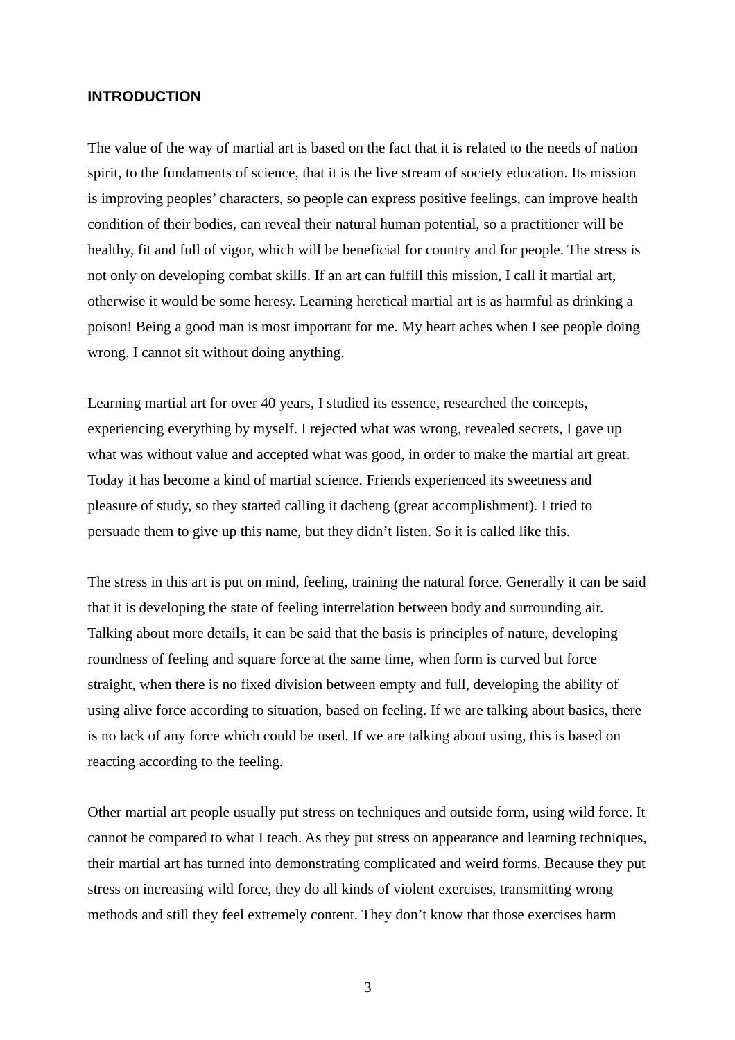# INTRODUCTION

The value of the way of martial art is based on the fact that it is related to the needs of nation spirit, to the fundaments of science, that it is the live stream of society education. Its mission is improving peoples' characters, so people can express positive feelings, can improve health condition of their bodies, can reveal their natural human potential, so a practitioner will be healthy, fit and full of vigor, which will be beneficial for country and for people. The stress is not only on developing combat skills. If an art can fulfill this mission, I call it martial art, otherwise it would be some heresy. Learning heretical martial art is as harmful as drinking a poison! Being a good man is most important for me. My heart aches when I see people doing wrong. I cannot sit without doing anything.

Learning martial art for over 40 years, I studied its essence, researched the concepts, experiencing everything by myself. I rejected what was wrong, revealed secrets, I gave up what was without value and accepted what was good, in order to make the martial art great. Today it has become a kind of martial science. Friends experienced its sweetness and pleasure of study, so they started calling it dacheng (great accomplishment). I tried to persuade them to give up this name, but they didn't listen. So it is called like this.

The stress in this art is put on mind, feeling, training the natural force. Generally it can be said that it is developing the state of feeling interrelation between body and surrounding air. Talking about more details, it can be said that the basis is principles of nature, developing roundness of feeling and square force at the same time, when form is curved but force straight, when there is no fixed division between empty and full, developing the ability of using alive force according to situation, based on feeling. If we are talking about basics, there is no lack of any force which could be used. If we are talking about using, this is based on reacting according to the feeling.

Other martial art people usually put stress on techniques and outside form, using wild force. It cannot be compared to what I teach. As they put stress on appearance and learning techniques, their martial art has turned into demonstrating complicated and weird forms. Because they put stress on increasing wild force, they do all kinds of violent exercises, transmitting wrong methods and still they feel extremely content. They don't know that those exercises harm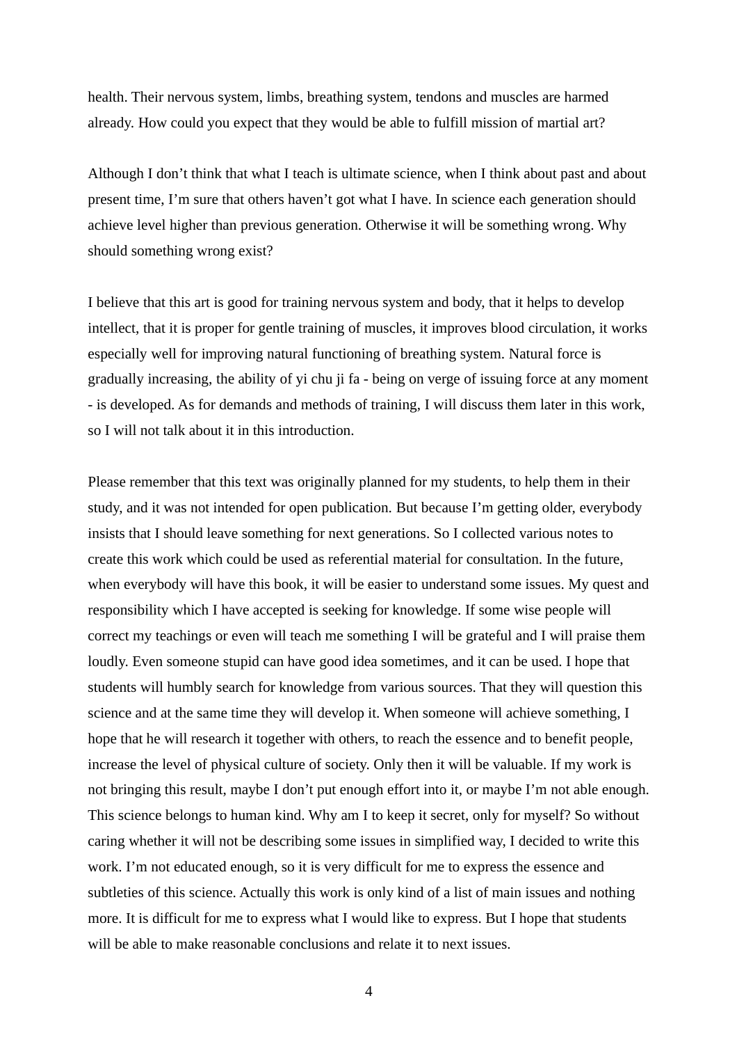health. Their nervous system, limbs, breathing system, tendons and muscles are harmed already. How could you expect that they would be able to fulfill mission of martial art?

Although I don't think that what I teach is ultimate science, when I think about past and about present time, I'm sure that others haven't got what I have. In science each generation should achieve level higher than previous generation. Otherwise it will be something wrong. Why should something wrong exist?

I believe that this art is good for training nervous system and body, that it helps to develop intellect, that it is proper for gentle training of muscles, it improves blood circulation, it works especially well for improving natural functioning of breathing system. Natural force is gradually increasing, the ability of yi chu ji fa - being on verge of issuing force at any moment - is developed. As for demands and methods of training, I will discuss them later in this work, so I will not talk about it in this introduction.

Please remember that this text was originally planned for my students, to help them in their study, and it was not intended for open publication. But because I'm getting older, everybody insists that I should leave something for next generations. So I collected various notes to create this work which could be used as referential material for consultation. In the future, when everybody will have this book, it will be easier to understand some issues. My quest and responsibility which I have accepted is seeking for knowledge. If some wise people will correct my teachings or even will teach me something I will be grateful and I will praise them loudly. Even someone stupid can have good idea sometimes, and it can be used. I hope that students will humbly search for knowledge from various sources. That they will question this science and at the same time they will develop it. When someone will achieve something, I hope that he will research it together with others, to reach the essence and to benefit people, increase the level of physical culture of society. Only then it will be valuable. If my work is not bringing this result, maybe I don't put enough effort into it, or maybe I'm not able enough. This science belongs to human kind. Why am I to keep it secret, only for myself? So without caring whether it will not be describing some issues in simplified way, I decided to write this work. I'm not educated enough, so it is very difficult for me to express the essence and subtleties of this science. Actually this work is only kind of a list of main issues and nothing more. It is difficult for me to express what I would like to express. But I hope that students will be able to make reasonable conclusions and relate it to next issues.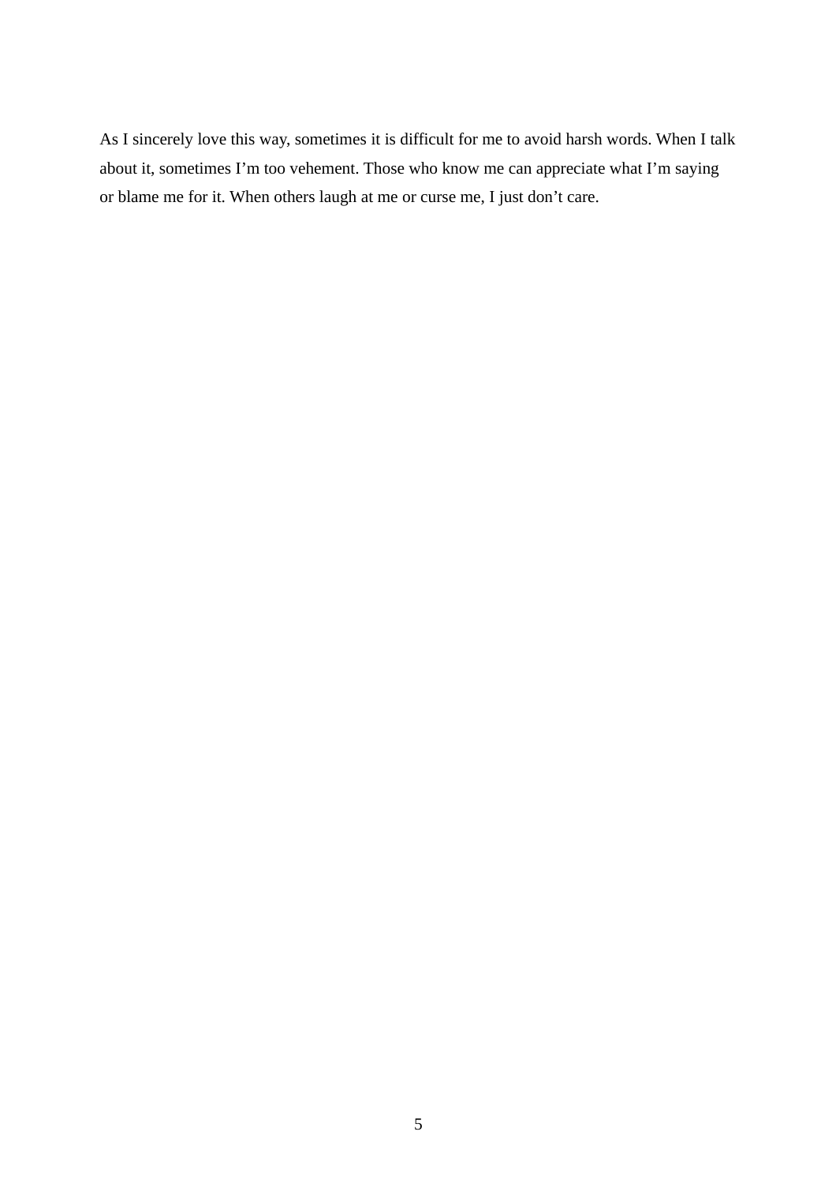As I sincerely love this way, sometimes it is difficult for me to avoid harsh words. When I talk about it, sometimes I’m too vehement. Those who know me can appreciate what I’m saying or blame me for it. When others laugh at me or curse me, I just don’t care.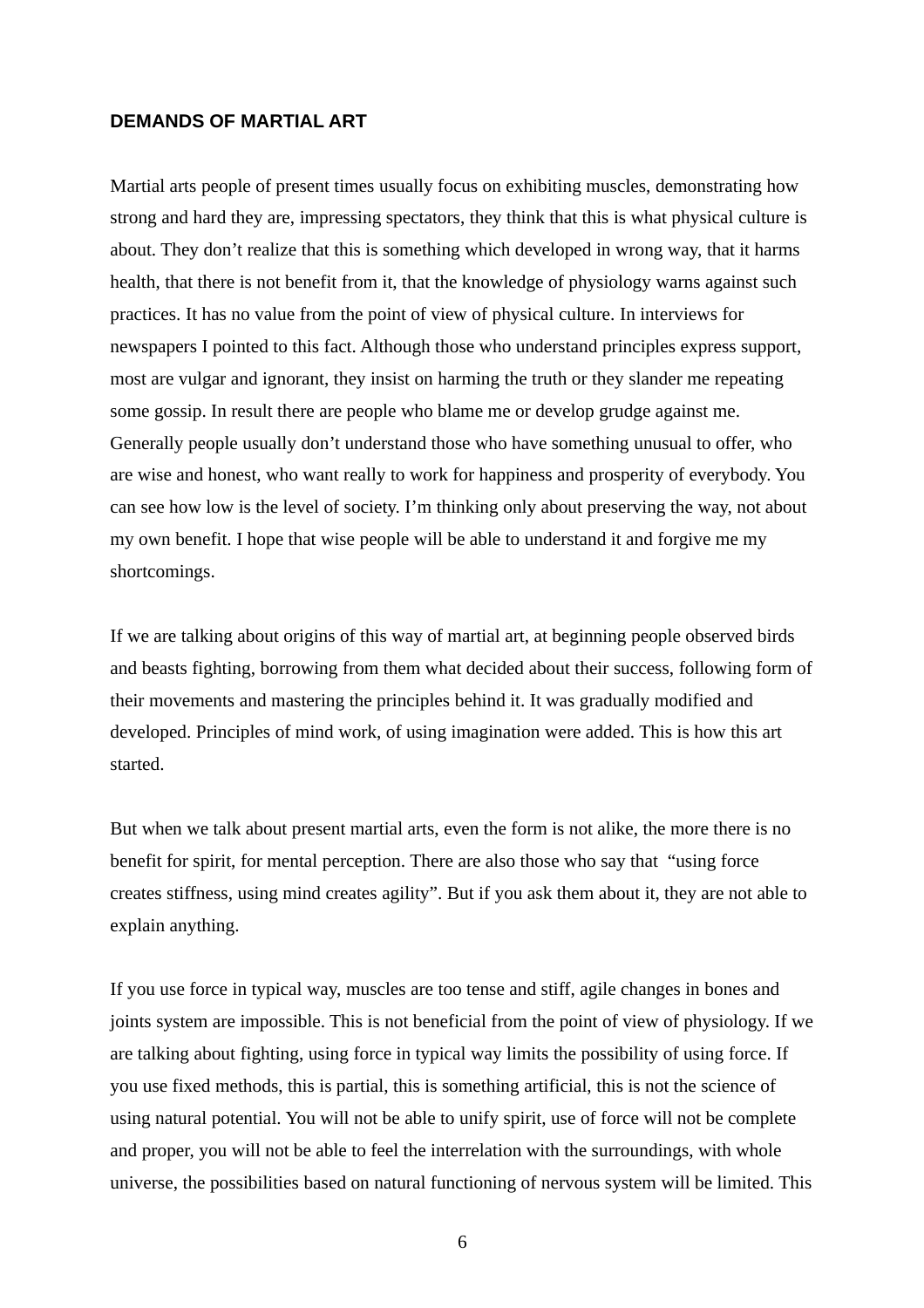## DEMANDS OF MARTIAL ART

Martial arts people of present times usually focus on exhibiting muscles, demonstrating how strong and hard they are, impressing spectators, they think that this is what physical culture is about. They don't realize that this is something which developed in wrong way, that it harms health, that there is not benefit from it, that the knowledge of physiology warns against such practices. It has no value from the point of view of physical culture. In interviews for newspapers I pointed to this fact. Although those who understand principles express support, most are vulgar and ignorant, they insist on harming the truth or they slander me repeating some gossip. In result there are people who blame me or develop grudge against me. Generally people usually don't understand those who have something unusual to offer, who are wise and honest, who want really to work for happiness and prosperity of everybody. You can see how low is the level of society. I'm thinking only about preserving the way, not about my own benefit. I hope that wise people will be able to understand it and forgive me my shortcomings.

If we are talking about origins of this way of martial art, at beginning people observed birds and beasts fighting, borrowing from them what decided about their success, following form of their movements and mastering the principles behind it. It was gradually modified and developed. Principles of mind work, of using imagination were added. This is how this art started.

But when we talk about present martial arts, even the form is not alike, the more there is no benefit for spirit, for mental perception. There are also those who say that "using force creates stiffness, using mind creates agility". But if you ask them about it, they are not able to explain anything.

If you use force in typical way, muscles are too tense and stiff, agile changes in bones and joints system are impossible. This is not beneficial from the point of view of physiology. If we are talking about fighting, using force in typical way limits the possibility of using force. If you use fixed methods, this is partial, this is something artificial, this is not the science of using natural potential. You will not be able to unify spirit, use of force will not be complete and proper, you will not be able to feel the interrelation with the surroundings, with whole universe, the possibilities based on natural functioning of nervous system will be limited. This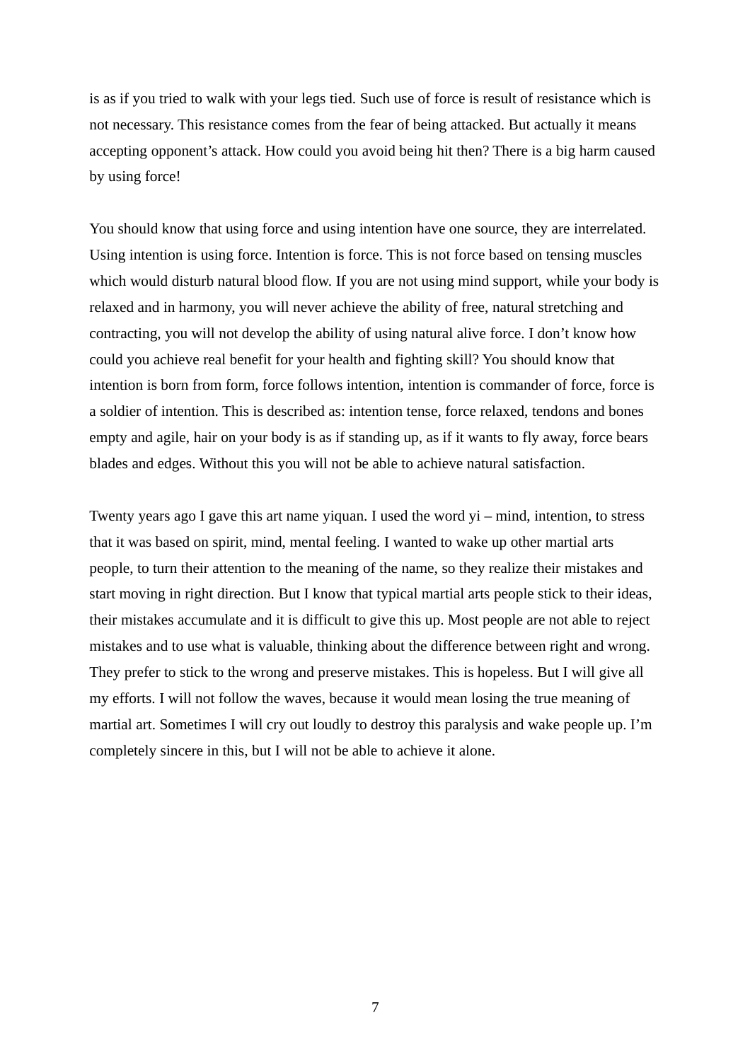is as if you tried to walk with your legs tied. Such use of force is result of resistance which is not necessary. This resistance comes from the fear of being attacked. But actually it means accepting opponent's attack. How could you avoid being hit then? There is a big harm caused by using force!

You should know that using force and using intention have one source, they are interrelated. Using intention is using force. Intention is force. This is not force based on tensing muscles which would disturb natural blood flow. If you are not using mind support, while your body is relaxed and in harmony, you will never achieve the ability of free, natural stretching and contracting, you will not develop the ability of using natural alive force. I don't know how could you achieve real benefit for your health and fighting skill? You should know that intention is born from form, force follows intention, intention is commander of force, force is a soldier of intention. This is described as: intention tense, force relaxed, tendons and bones empty and agile, hair on your body is as if standing up, as if it wants to fly away, force bears blades and edges. Without this you will not be able to achieve natural satisfaction.

Twenty years ago I gave this art name yiquan. I used the word yi – mind, intention, to stress that it was based on spirit, mind, mental feeling. I wanted to wake up other martial arts people, to turn their attention to the meaning of the name, so they realize their mistakes and start moving in right direction. But I know that typical martial arts people stick to their ideas, their mistakes accumulate and it is difficult to give this up. Most people are not able to reject mistakes and to use what is valuable, thinking about the difference between right and wrong. They prefer to stick to the wrong and preserve mistakes. This is hopeless. But I will give all my efforts. I will not follow the waves, because it would mean losing the true meaning of martial art. Sometimes I will cry out loudly to destroy this paralysis and wake people up. I'm completely sincere in this, but I will not be able to achieve it alone.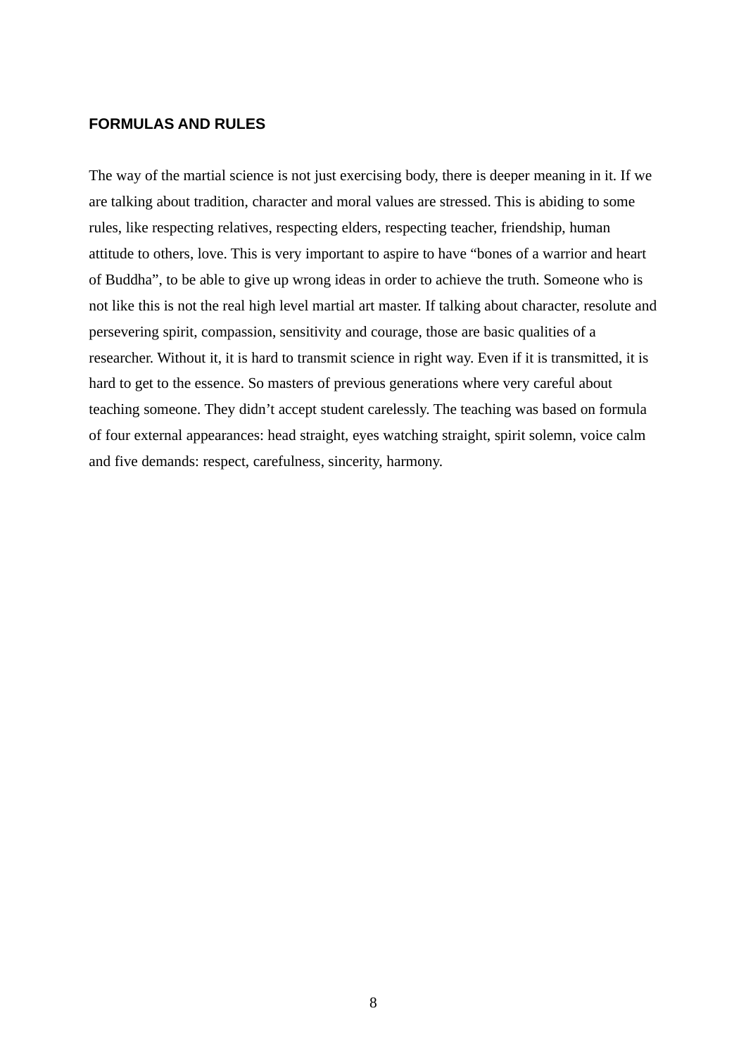## FORMULAS AND RULES

The way of the martial science is not just exercising body, there is deeper meaning in it. If we are talking about tradition, character and moral values are stressed. This is abiding to some rules, like respecting relatives, respecting elders, respecting teacher, friendship, human attitude to others, love. This is very important to aspire to have “bones of a warrior and heart of Buddha”, to be able to give up wrong ideas in order to achieve the truth. Someone who is not like this is not the real high level martial art master. If talking about character, resolute and persevering spirit, compassion, sensitivity and courage, those are basic qualities of a researcher. Without it, it is hard to transmit science in right way. Even if it is transmitted, it is hard to get to the essence. So masters of previous generations where very careful about teaching someone. They didn’t accept student carelessly. The teaching was based on formula of four external appearances: head straight, eyes watching straight, spirit solemn, voice calm and five demands: respect, carefulness, sincerity, harmony.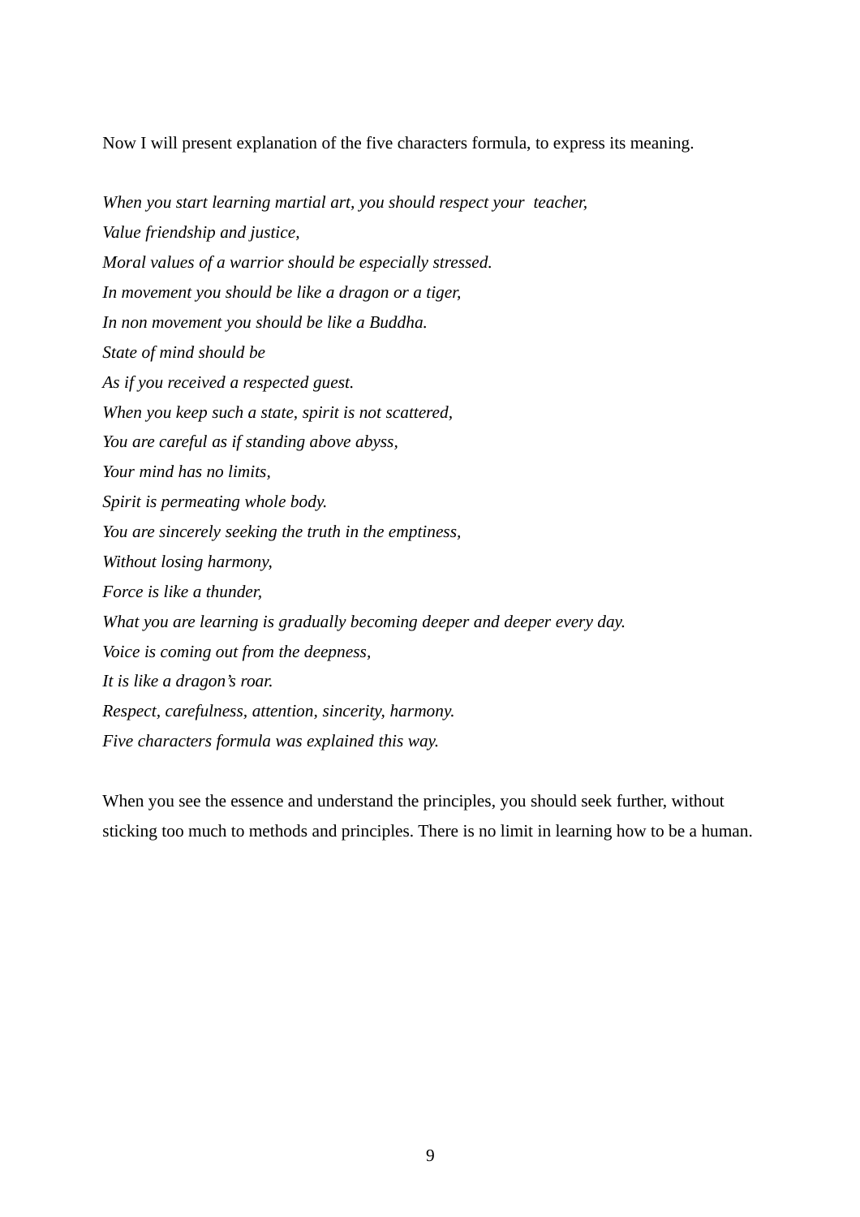Now I will present explanation of the five characters formula, to express its meaning.

*When you start learning martial art, you should respect your teacher,*
*Value friendship and justice,*
*Moral values of a warrior should be especially stressed.*
*In movement you should be like a dragon or a tiger,*
*In non movement you should be like a Buddha.*
*State of mind should be*
*As if you received a respected guest.*
*When you keep such a state, spirit is not scattered,*
*You are careful as if standing above abyss,*
*Your mind has no limits,*
*Spirit is permeating whole body.*
*You are sincerely seeking the truth in the emptiness,*
*Without losing harmony,*
*Force is like a thunder,*
*What you are learning is gradually becoming deeper and deeper every day.*
*Voice is coming out from the deepness,*
*It is like a dragon's roar.*
*Respect, carefulness, attention, sincerity, harmony.*
*Five characters formula was explained this way.*

When you see the essence and understand the principles, you should seek further, without sticking too much to methods and principles. There is no limit in learning how to be a human.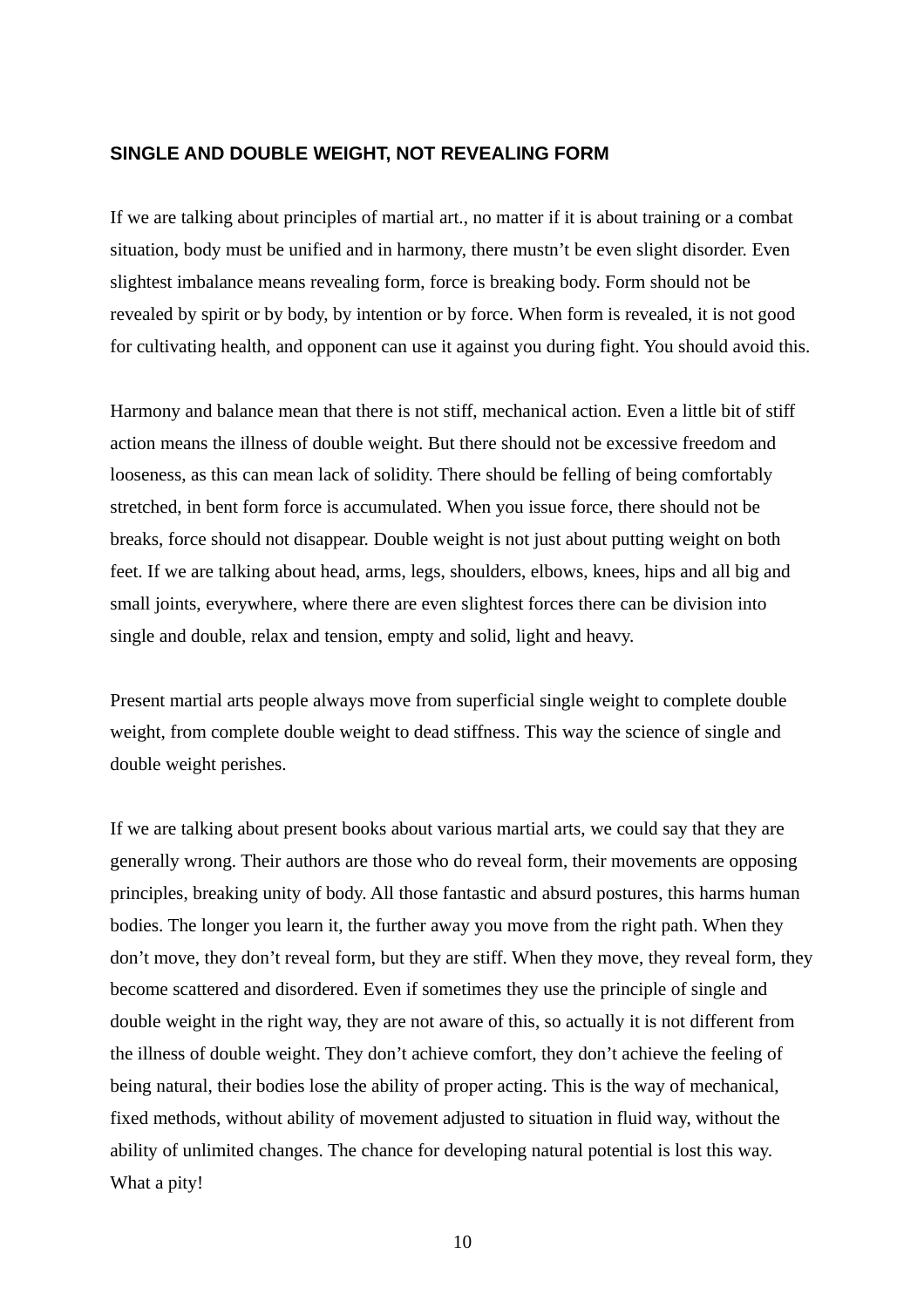## SINGLE AND DOUBLE WEIGHT, NOT REVEALING FORM

If we are talking about principles of martial art., no matter if it is about training or a combat situation, body must be unified and in harmony, there mustn't be even slight disorder. Even slightest imbalance means revealing form, force is breaking body. Form should not be revealed by spirit or by body, by intention or by force. When form is revealed, it is not good for cultivating health, and opponent can use it against you during fight. You should avoid this.

Harmony and balance mean that there is not stiff, mechanical action. Even a little bit of stiff action means the illness of double weight. But there should not be excessive freedom and looseness, as this can mean lack of solidity. There should be felling of being comfortably stretched, in bent form force is accumulated. When you issue force, there should not be breaks, force should not disappear. Double weight is not just about putting weight on both feet. If we are talking about head, arms, legs, shoulders, elbows, knees, hips and all big and small joints, everywhere, where there are even slightest forces there can be division into single and double, relax and tension, empty and solid, light and heavy.

Present martial arts people always move from superficial single weight to complete double weight, from complete double weight to dead stiffness. This way the science of single and double weight perishes.

If we are talking about present books about various martial arts, we could say that they are generally wrong. Their authors are those who do reveal form, their movements are opposing principles, breaking unity of body. All those fantastic and absurd postures, this harms human bodies. The longer you learn it, the further away you move from the right path. When they don't move, they don't reveal form, but they are stiff. When they move, they reveal form, they become scattered and disordered. Even if sometimes they use the principle of single and double weight in the right way, they are not aware of this, so actually it is not different from the illness of double weight. They don't achieve comfort, they don't achieve the feeling of being natural, their bodies lose the ability of proper acting. This is the way of mechanical, fixed methods, without ability of movement adjusted to situation in fluid way, without the ability of unlimited changes. The chance for developing natural potential is lost this way. What a pity!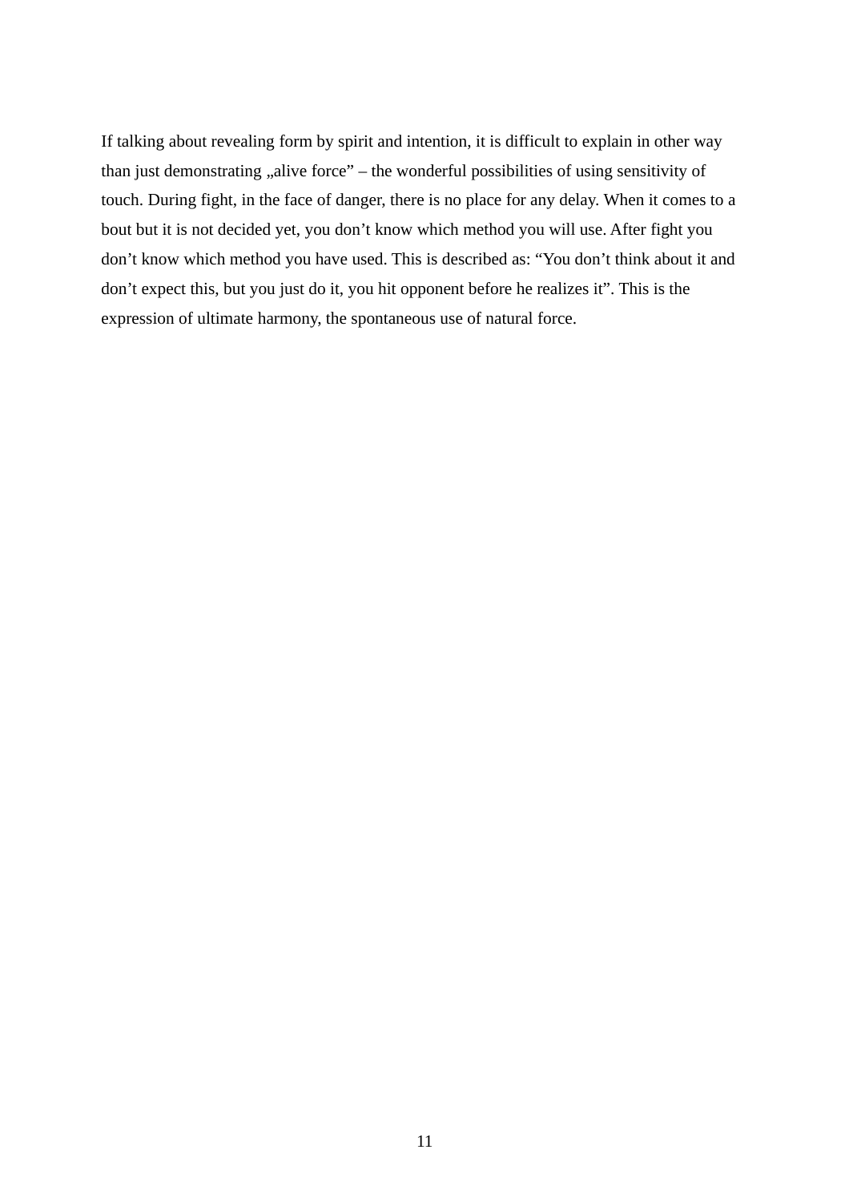If talking about revealing form by spirit and intention, it is difficult to explain in other way than just demonstrating „alive force" – the wonderful possibilities of using sensitivity of touch. During fight, in the face of danger, there is no place for any delay. When it comes to a bout but it is not decided yet, you don't know which method you will use. After fight you don't know which method you have used. This is described as: "You don't think about it and don't expect this, but you just do it, you hit opponent before he realizes it". This is the expression of ultimate harmony, the spontaneous use of natural force.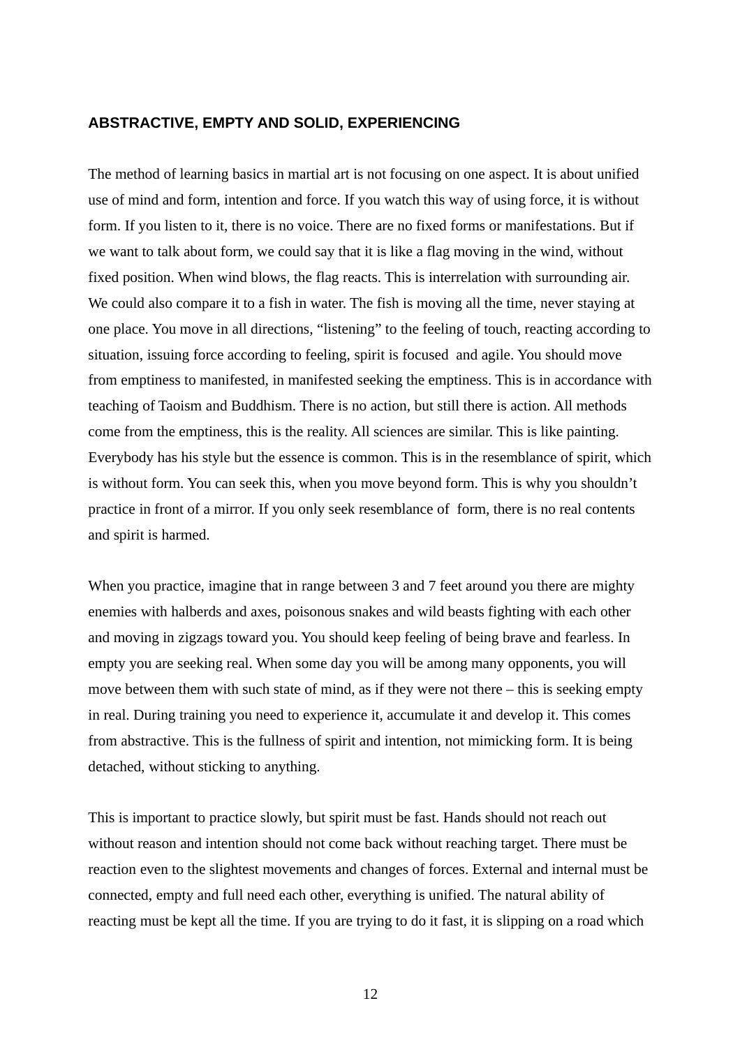**ABSTRACTIVE, EMPTY AND SOLID, EXPERIENCING**

The method of learning basics in martial art is not focusing on one aspect. It is about unified use of mind and form, intention and force. If you watch this way of using force, it is without form. If you listen to it, there is no voice. There are no fixed forms or manifestations. But if we want to talk about form, we could say that it is like a flag moving in the wind, without fixed position. When wind blows, the flag reacts. This is interrelation with surrounding air. We could also compare it to a fish in water. The fish is moving all the time, never staying at one place. You move in all directions, "listening" to the feeling of touch, reacting according to situation, issuing force according to feeling, spirit is focused and agile. You should move from emptiness to manifested, in manifested seeking the emptiness. This is in accordance with teaching of Taoism and Buddhism. There is no action, but still there is action. All methods come from the emptiness, this is the reality. All sciences are similar. This is like painting. Everybody has his style but the essence is common. This is in the resemblance of spirit, which is without form. You can seek this, when you move beyond form. This is why you shouldn't practice in front of a mirror. If you only seek resemblance of form, there is no real contents and spirit is harmed.

When you practice, imagine that in range between 3 and 7 feet around you there are mighty enemies with halberds and axes, poisonous snakes and wild beasts fighting with each other and moving in zigzags toward you. You should keep feeling of being brave and fearless. In empty you are seeking real. When some day you will be among many opponents, you will move between them with such state of mind, as if they were not there – this is seeking empty in real. During training you need to experience it, accumulate it and develop it. This comes from abstractive. This is the fullness of spirit and intention, not mimicking form. It is being detached, without sticking to anything.

This is important to practice slowly, but spirit must be fast. Hands should not reach out without reason and intention should not come back without reaching target. There must be reaction even to the slightest movements and changes of forces. External and internal must be connected, empty and full need each other, everything is unified. The natural ability of reacting must be kept all the time. If you are trying to do it fast, it is slipping on a road which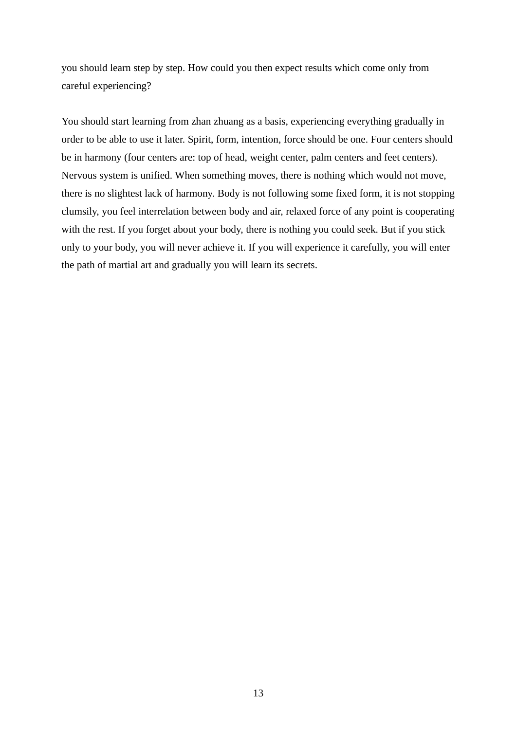you should learn step by step. How could you then expect results which come only from careful experiencing?

You should start learning from zhan zhuang as a basis, experiencing everything gradually in order to be able to use it later. Spirit, form, intention, force should be one. Four centers should be in harmony (four centers are: top of head, weight center, palm centers and feet centers). Nervous system is unified. When something moves, there is nothing which would not move, there is no slightest lack of harmony. Body is not following some fixed form, it is not stopping clumsily, you feel interrelation between body and air, relaxed force of any point is cooperating with the rest. If you forget about your body, there is nothing you could seek. But if you stick only to your body, you will never achieve it. If you will experience it carefully, you will enter the path of martial art and gradually you will learn its secrets.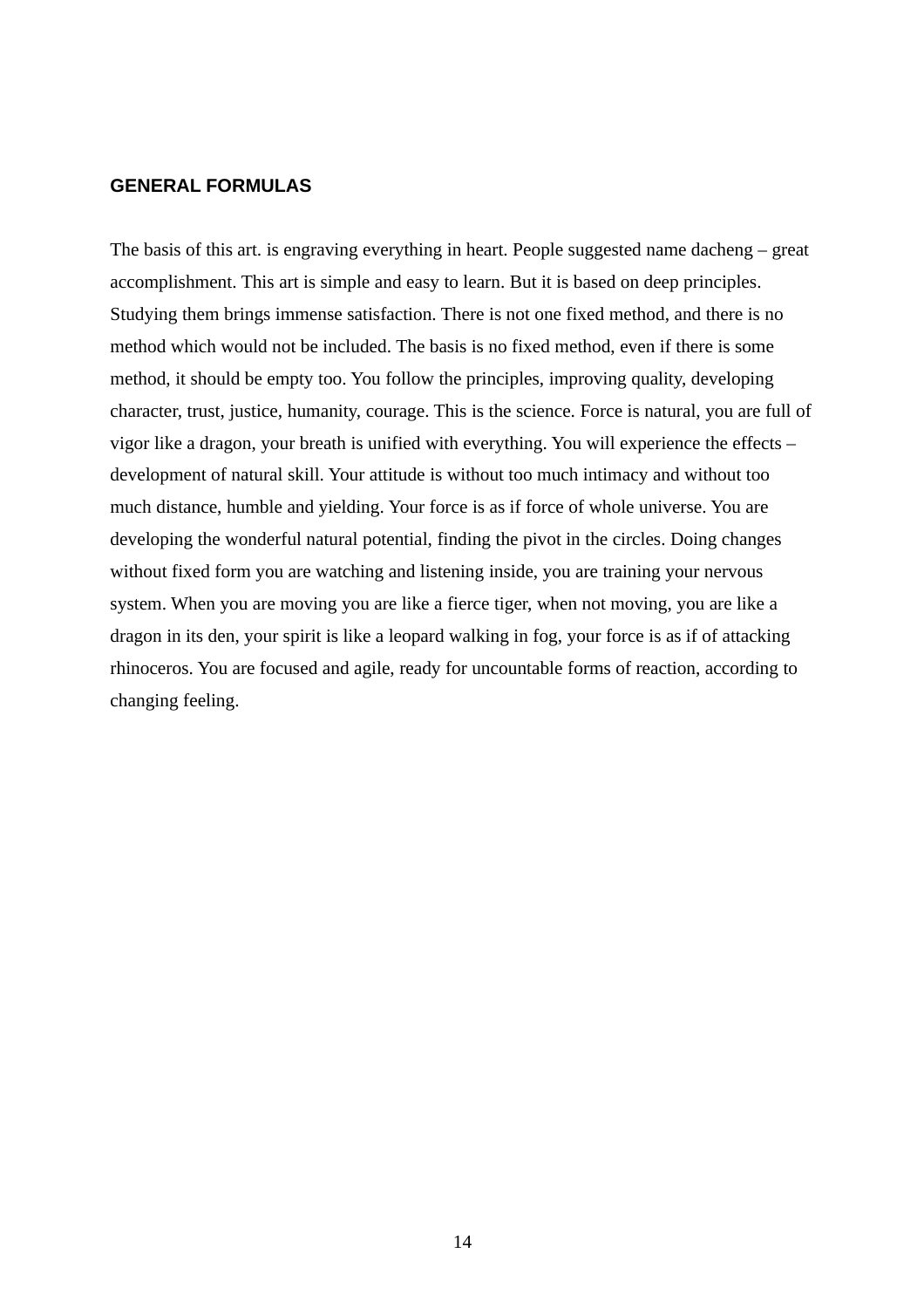## GENERAL FORMULAS

The basis of this art. is engraving everything in heart. People suggested name dacheng – great accomplishment. This art is simple and easy to learn. But it is based on deep principles. Studying them brings immense satisfaction. There is not one fixed method, and there is no method which would not be included. The basis is no fixed method, even if there is some method, it should be empty too. You follow the principles, improving quality, developing character, trust, justice, humanity, courage. This is the science. Force is natural, you are full of vigor like a dragon, your breath is unified with everything. You will experience the effects – development of natural skill. Your attitude is without too much intimacy and without too much distance, humble and yielding. Your force is as if force of whole universe. You are developing the wonderful natural potential, finding the pivot in the circles. Doing changes without fixed form you are watching and listening inside, you are training your nervous system. When you are moving you are like a fierce tiger, when not moving, you are like a dragon in its den, your spirit is like a leopard walking in fog, your force is as if of attacking rhinoceros. You are focused and agile, ready for uncountable forms of reaction, according to changing feeling.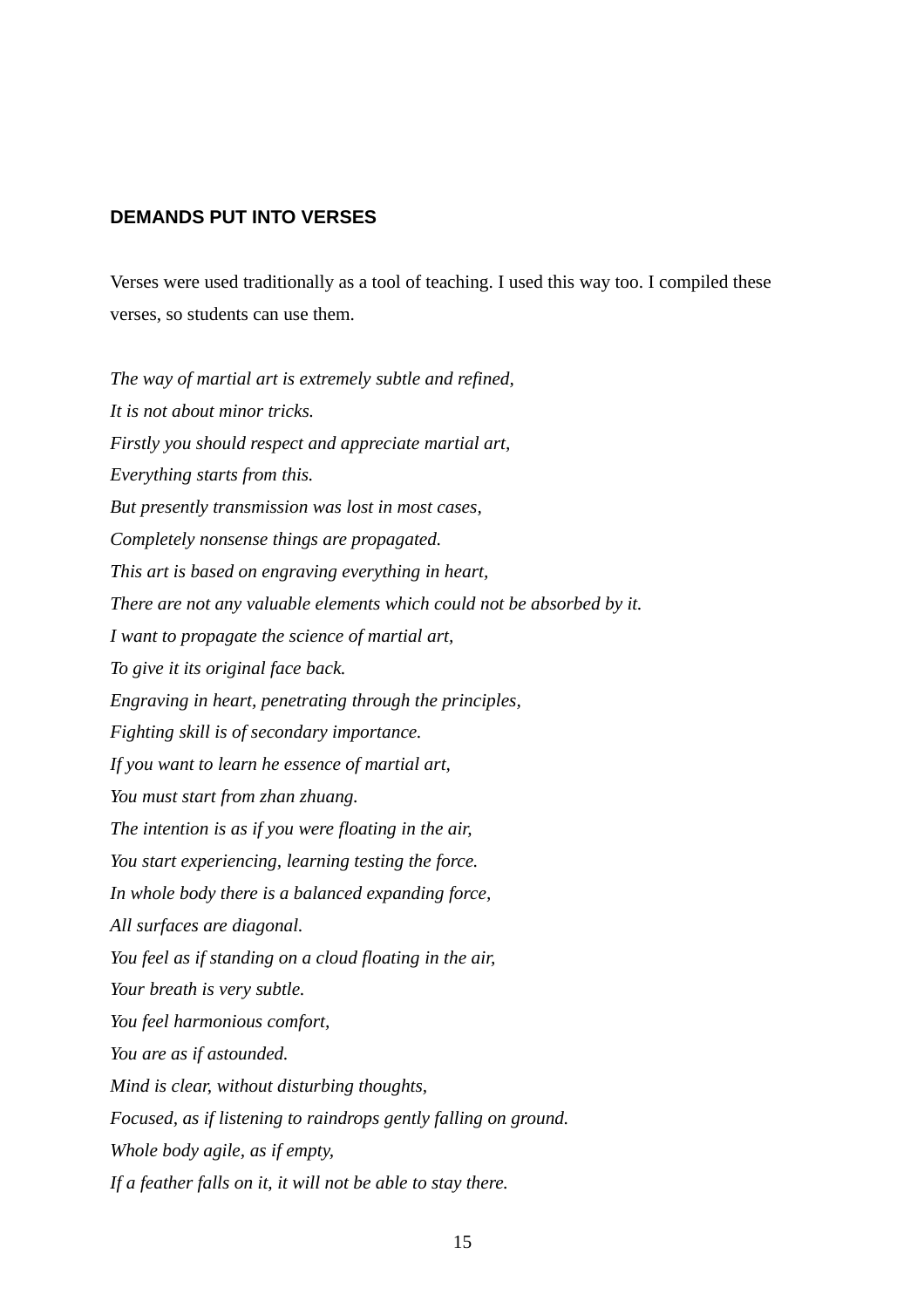## DEMANDS PUT INTO VERSES

Verses were used traditionally as a tool of teaching. I used this way too. I compiled these verses, so students can use them.

*The way of martial art is extremely subtle and refined,*
*It is not about minor tricks.*
*Firstly you should respect and appreciate martial art,*
*Everything starts from this.*
*But presently transmission was lost in most cases,*
*Completely nonsense things are propagated.*
*This art is based on engraving everything in heart,*
*There are not any valuable elements which could not be absorbed by it.*
*I want to propagate the science of martial art,*
*To give it its original face back.*
*Engraving in heart, penetrating through the principles,*
*Fighting skill is of secondary importance.*
*If you want to learn he essence of martial art,*
*You must start from zhan zhuang.*
*The intention is as if you were floating in the air,*
*You start experiencing, learning testing the force.*
*In whole body there is a balanced expanding force,*
*All surfaces are diagonal.*
*You feel as if standing on a cloud floating in the air,*
*Your breath is very subtle.*
*You feel harmonious comfort,*
*You are as if astounded.*
*Mind is clear, without disturbing thoughts,*
*Focused, as if listening to raindrops gently falling on ground.*
*Whole body agile, as if empty,*
*If a feather falls on it, it will not be able to stay there.*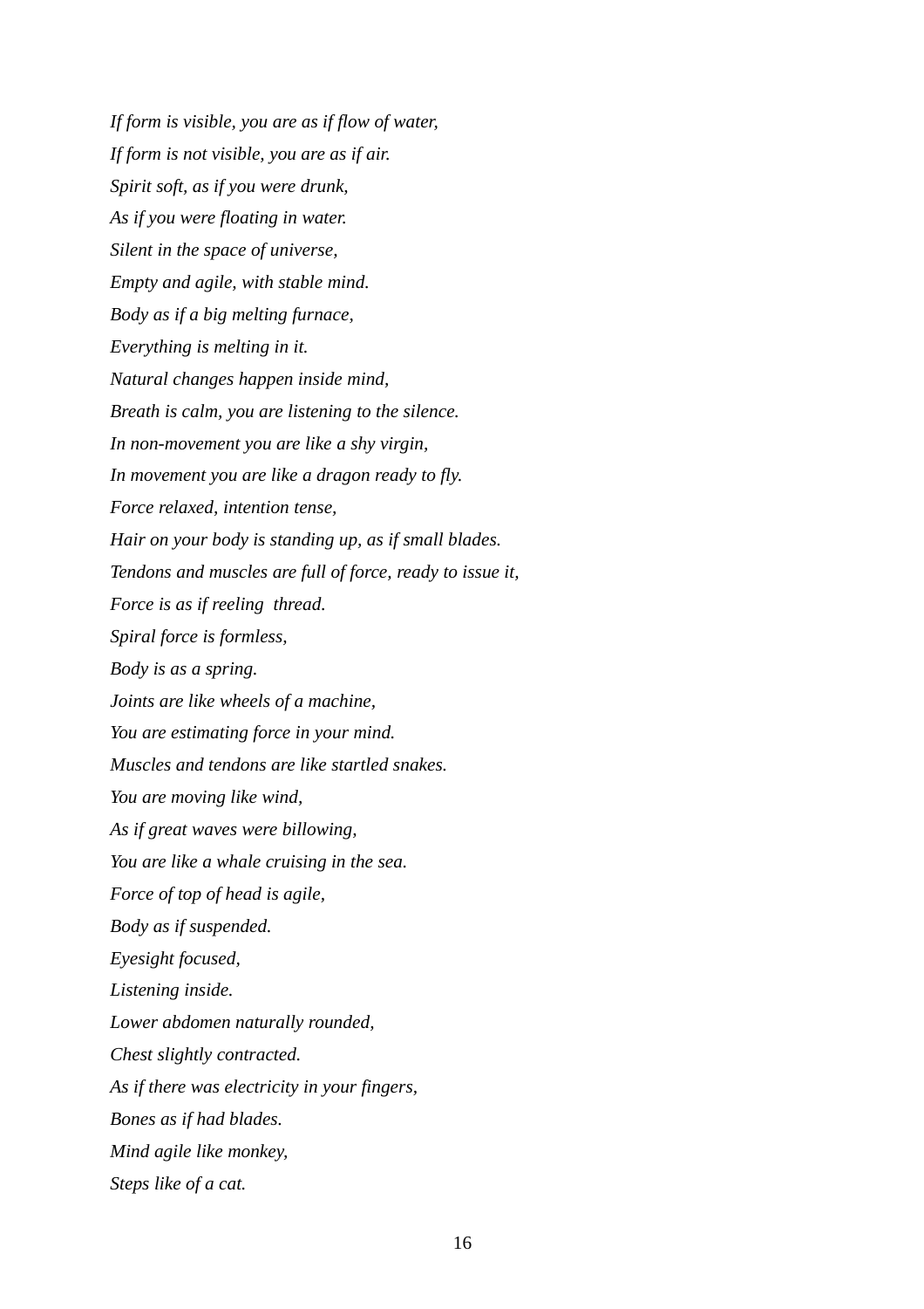*If form is visible, you are as if flow of water,*
*If form is not visible, you are as if air.*
*Spirit soft, as if you were drunk,*
*As if you were floating in water.*
*Silent in the space of universe,*
*Empty and agile, with stable mind.*
*Body as if a big melting furnace,*
*Everything is melting in it.*
*Natural changes happen inside mind,*
*Breath is calm, you are listening to the silence.*
*In non-movement you are like a shy virgin,*
*In movement you are like a dragon ready to fly.*
*Force relaxed, intention tense,*
*Hair on your body is standing up, as if small blades.*
*Tendons and muscles are full of force, ready to issue it,*
*Force is as if reeling thread.*
*Spiral force is formless,*
*Body is as a spring.*
*Joints are like wheels of a machine,*
*You are estimating force in your mind.*
*Muscles and tendons are like startled snakes.*
*You are moving like wind,*
*As if great waves were billowing,*
*You are like a whale cruising in the sea.*
*Force of top of head is agile,*
*Body as if suspended.*
*Eyesight focused,*
*Listening inside.*
*Lower abdomen naturally rounded,*
*Chest slightly contracted.*
*As if there was electricity in your fingers,*
*Bones as if had blades.*
*Mind agile like monkey,*
*Steps like of a cat.*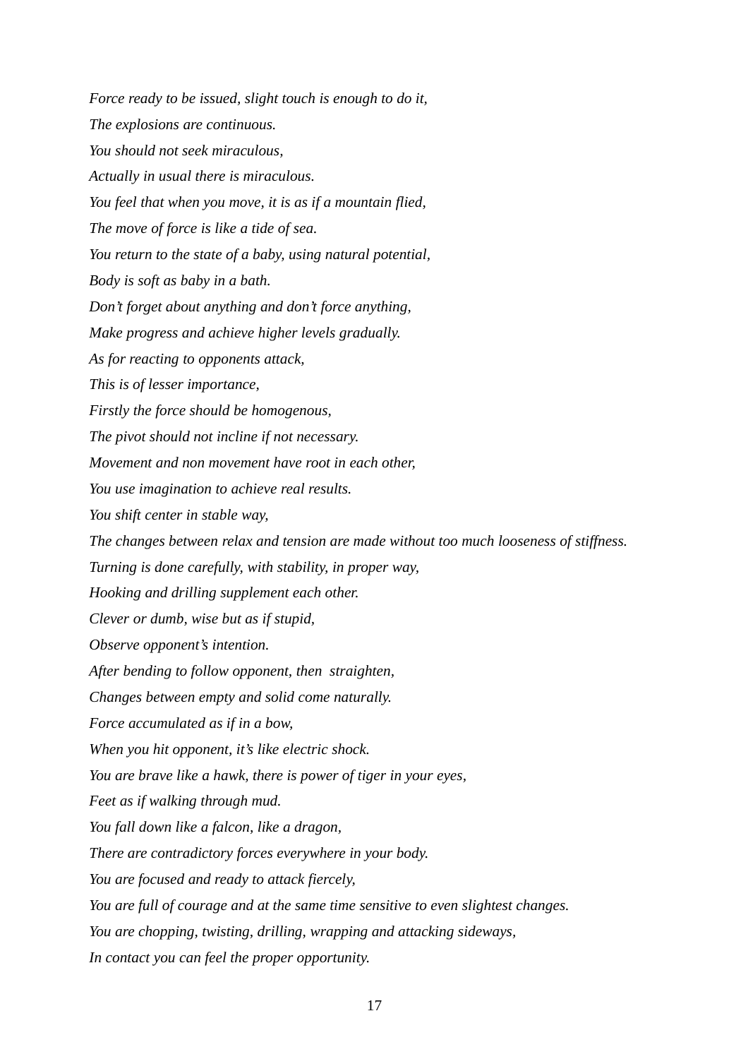*Force ready to be issued, slight touch is enough to do it,*

*The explosions are continuous.*

*You should not seek miraculous,*

*Actually in usual there is miraculous.*

*You feel that when you move, it is as if a mountain flied,*

*The move of force is like a tide of sea.*

*You return to the state of a baby, using natural potential,*

*Body is soft as baby in a bath.*

*Don't forget about anything and don't force anything,*

*Make progress and achieve higher levels gradually.*

*As for reacting to opponents attack,*

*This is of lesser importance,*

*Firstly the force should be homogenous,*

*The pivot should not incline if not necessary.*

*Movement and non movement have root in each other,*

*You use imagination to achieve real results.*

*You shift center in stable way,*

*The changes between relax and tension are made without too much looseness of stiffness.*

*Turning is done carefully, with stability, in proper way,*

*Hooking and drilling supplement each other.*

*Clever or dumb, wise but as if stupid,*

*Observe opponent's intention.*

*After bending to follow opponent, then straighten,*

*Changes between empty and solid come naturally.*

*Force accumulated as if in a bow,*

*When you hit opponent, it's like electric shock.*

*You are brave like a hawk, there is power of tiger in your eyes,*

*Feet as if walking through mud.*

*You fall down like a falcon, like a dragon,*

*There are contradictory forces everywhere in your body.*

*You are focused and ready to attack fiercely,*

*You are full of courage and at the same time sensitive to even slightest changes.*

*You are chopping, twisting, drilling, wrapping and attacking sideways,*

*In contact you can feel the proper opportunity.*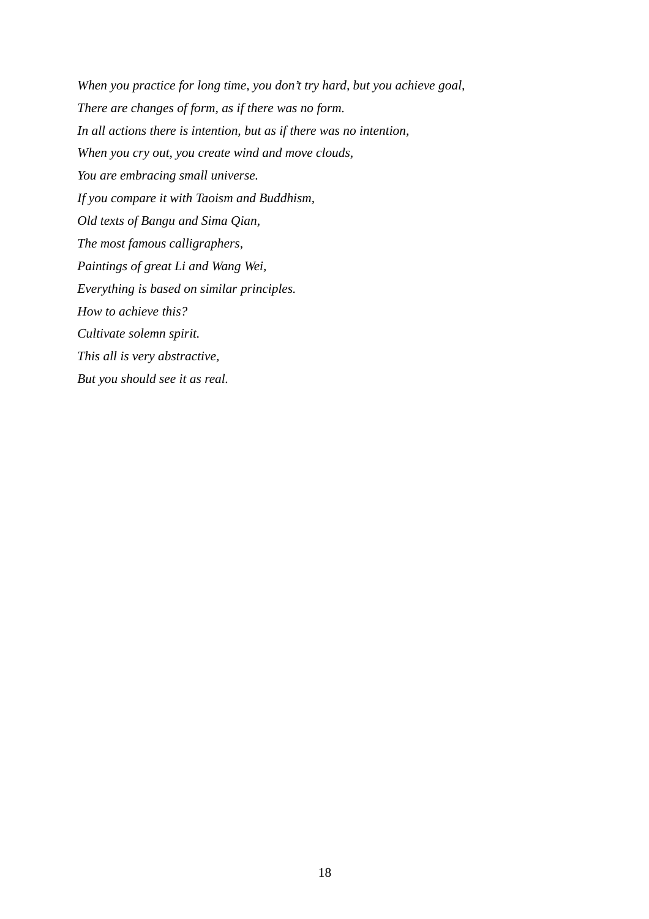*When you practice for long time, you don’t try hard, but you achieve goal,*
*There are changes of form, as if there was no form.*
*In all actions there is intention, but as if there was no intention,*
*When you cry out, you create wind and move clouds,*
*You are embracing small universe.*
*If you compare it with Taoism and Buddhism,*
*Old texts of Bangu and Sima Qian,*
*The most famous calligraphers,*
*Paintings of great Li and Wang Wei,*
*Everything is based on similar principles.*
*How to achieve this?*
*Cultivate solemn spirit.*
*This all is very abstractive,*
*But you should see it as real.*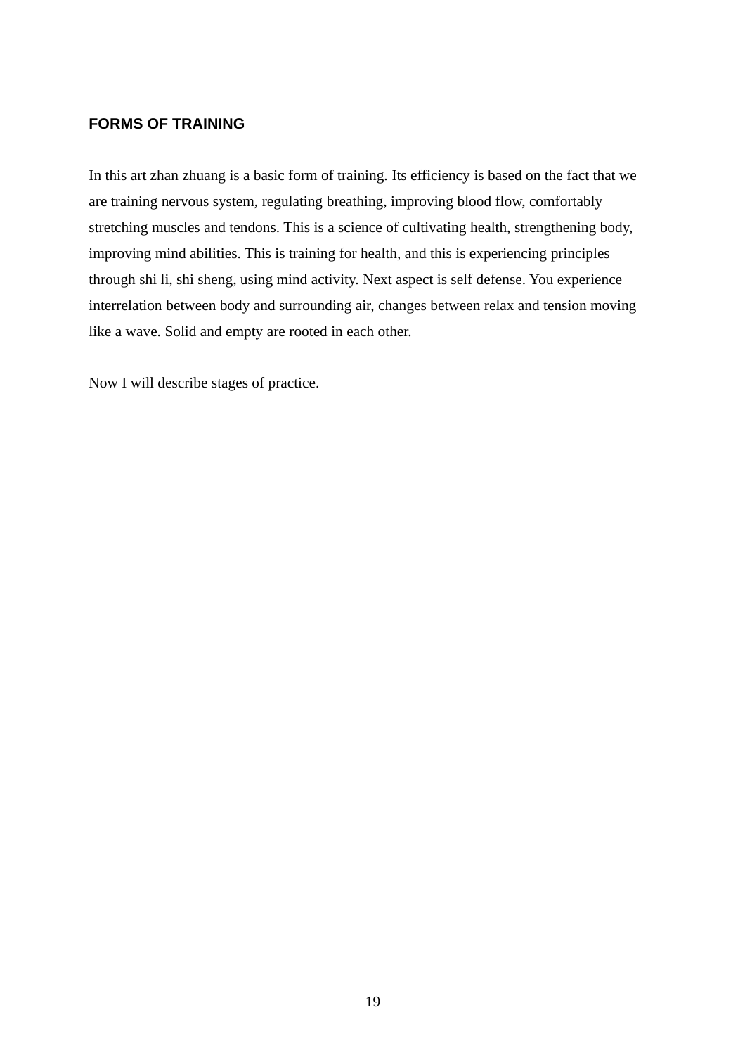## FORMS OF TRAINING

In this art zhan zhuang is a basic form of training. Its efficiency is based on the fact that we are training nervous system, regulating breathing, improving blood flow, comfortably stretching muscles and tendons. This is a science of cultivating health, strengthening body, improving mind abilities. This is training for health, and this is experiencing principles through shi li, shi sheng, using mind activity. Next aspect is self defense. You experience interrelation between body and surrounding air, changes between relax and tension moving like a wave. Solid and empty are rooted in each other.

Now I will describe stages of practice.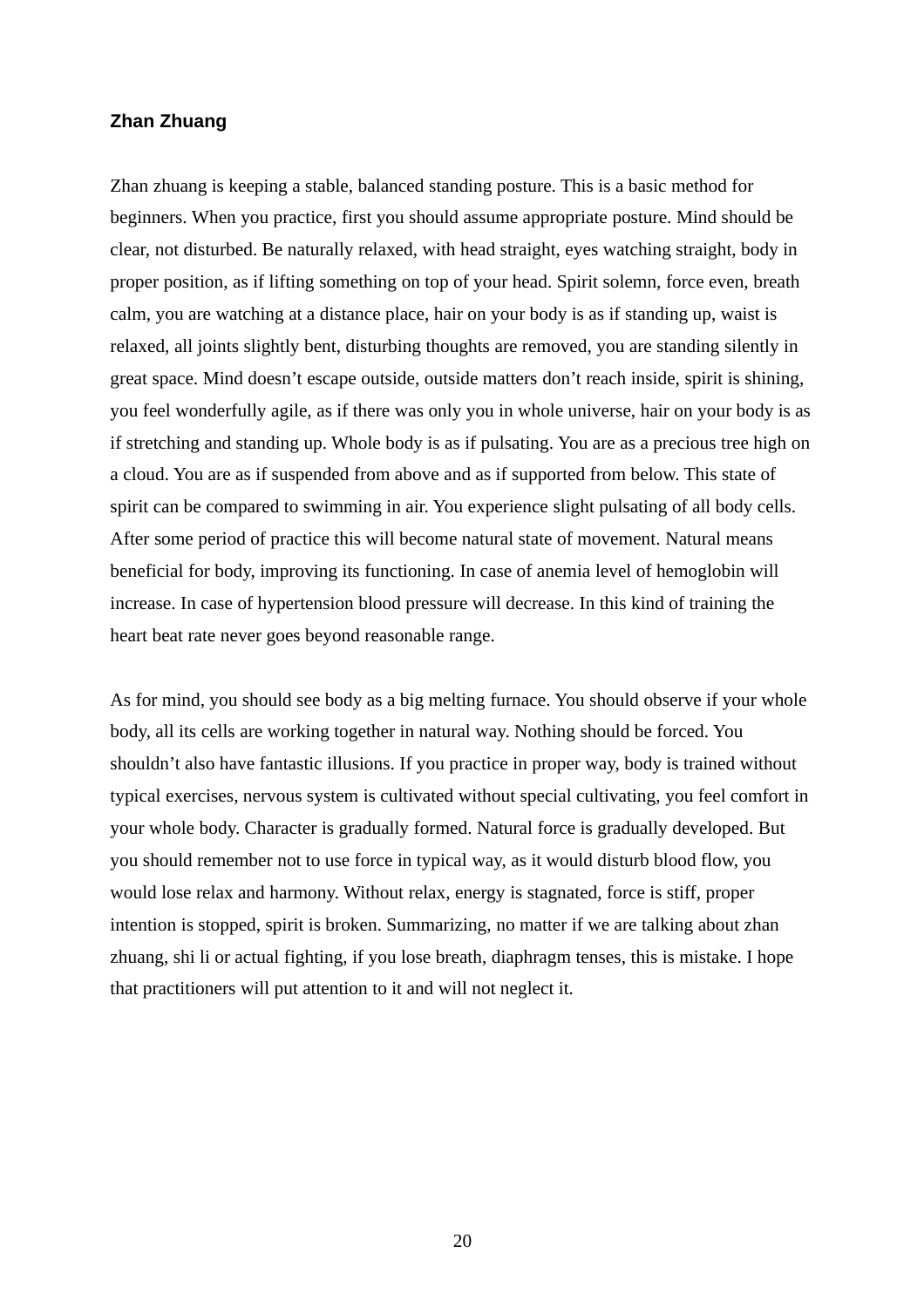### Zhan Zhuang

Zhan zhuang is keeping a stable, balanced standing posture. This is a basic method for beginners. When you practice, first you should assume appropriate posture. Mind should be clear, not disturbed. Be naturally relaxed, with head straight, eyes watching straight, body in proper position, as if lifting something on top of your head. Spirit solemn, force even, breath calm, you are watching at a distance place, hair on your body is as if standing up, waist is relaxed, all joints slightly bent, disturbing thoughts are removed, you are standing silently in great space. Mind doesn't escape outside, outside matters don't reach inside, spirit is shining, you feel wonderfully agile, as if there was only you in whole universe, hair on your body is as if stretching and standing up. Whole body is as if pulsating. You are as a precious tree high on a cloud. You are as if suspended from above and as if supported from below. This state of spirit can be compared to swimming in air. You experience slight pulsating of all body cells. After some period of practice this will become natural state of movement. Natural means beneficial for body, improving its functioning. In case of anemia level of hemoglobin will increase. In case of hypertension blood pressure will decrease. In this kind of training the heart beat rate never goes beyond reasonable range.

As for mind, you should see body as a big melting furnace. You should observe if your whole body, all its cells are working together in natural way. Nothing should be forced. You shouldn't also have fantastic illusions. If you practice in proper way, body is trained without typical exercises, nervous system is cultivated without special cultivating, you feel comfort in your whole body. Character is gradually formed. Natural force is gradually developed. But you should remember not to use force in typical way, as it would disturb blood flow, you would lose relax and harmony. Without relax, energy is stagnated, force is stiff, proper intention is stopped, spirit is broken. Summarizing, no matter if we are talking about zhan zhuang, shi li or actual fighting, if you lose breath, diaphragm tenses, this is mistake. I hope that practitioners will put attention to it and will not neglect it.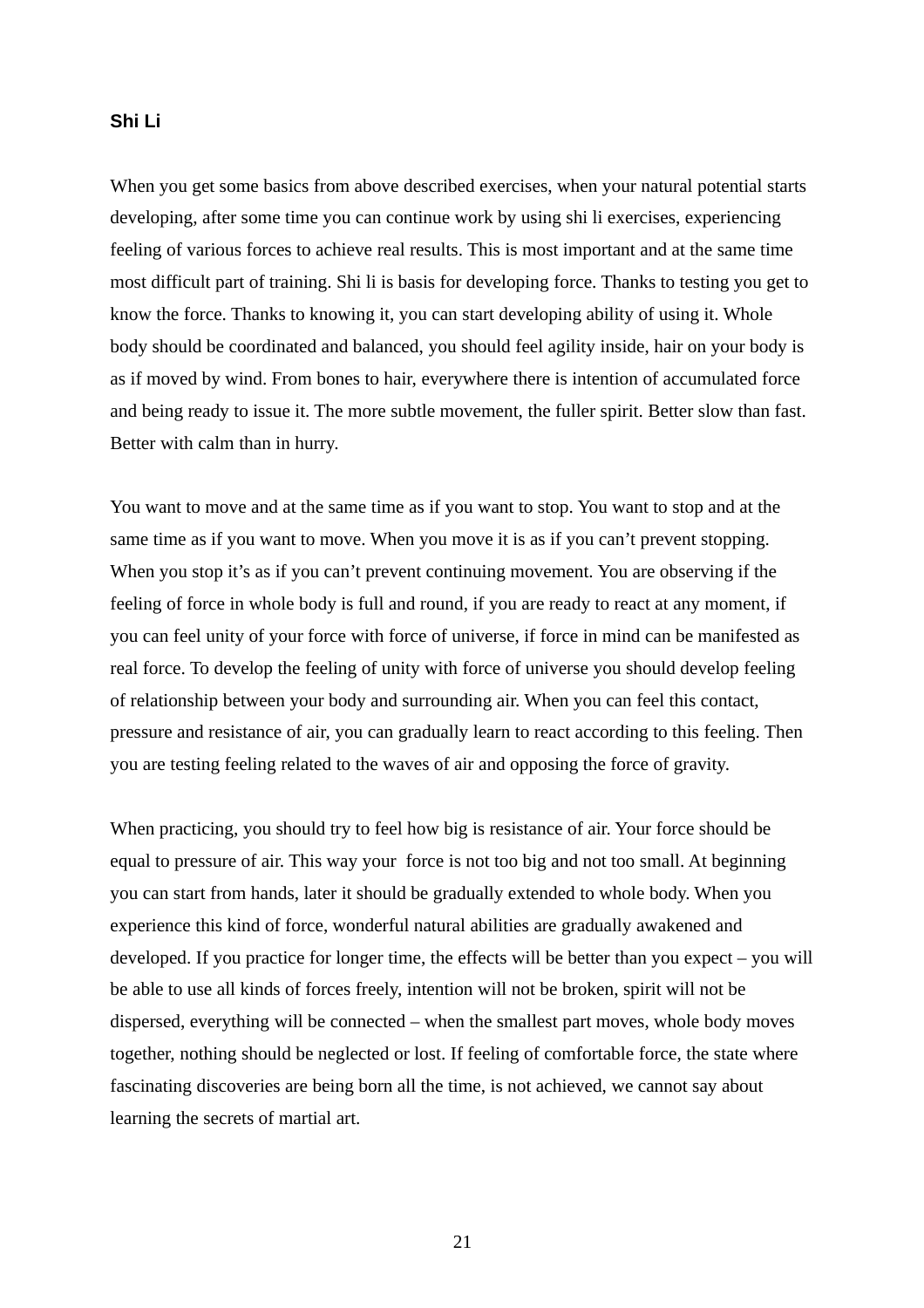## Shi Li

When you get some basics from above described exercises, when your natural potential starts developing, after some time you can continue work by using shi li exercises, experiencing feeling of various forces to achieve real results. This is most important and at the same time most difficult part of training. Shi li is basis for developing force. Thanks to testing you get to know the force. Thanks to knowing it, you can start developing ability of using it. Whole body should be coordinated and balanced, you should feel agility inside, hair on your body is as if moved by wind. From bones to hair, everywhere there is intention of accumulated force and being ready to issue it. The more subtle movement, the fuller spirit. Better slow than fast. Better with calm than in hurry.

You want to move and at the same time as if you want to stop. You want to stop and at the same time as if you want to move. When you move it is as if you can't prevent stopping. When you stop it's as if you can't prevent continuing movement. You are observing if the feeling of force in whole body is full and round, if you are ready to react at any moment, if you can feel unity of your force with force of universe, if force in mind can be manifested as real force. To develop the feeling of unity with force of universe you should develop feeling of relationship between your body and surrounding air. When you can feel this contact, pressure and resistance of air, you can gradually learn to react according to this feeling. Then you are testing feeling related to the waves of air and opposing the force of gravity.

When practicing, you should try to feel how big is resistance of air. Your force should be equal to pressure of air. This way your force is not too big and not too small. At beginning you can start from hands, later it should be gradually extended to whole body. When you experience this kind of force, wonderful natural abilities are gradually awakened and developed. If you practice for longer time, the effects will be better than you expect – you will be able to use all kinds of forces freely, intention will not be broken, spirit will not be dispersed, everything will be connected – when the smallest part moves, whole body moves together, nothing should be neglected or lost. If feeling of comfortable force, the state where fascinating discoveries are being born all the time, is not achieved, we cannot say about learning the secrets of martial art.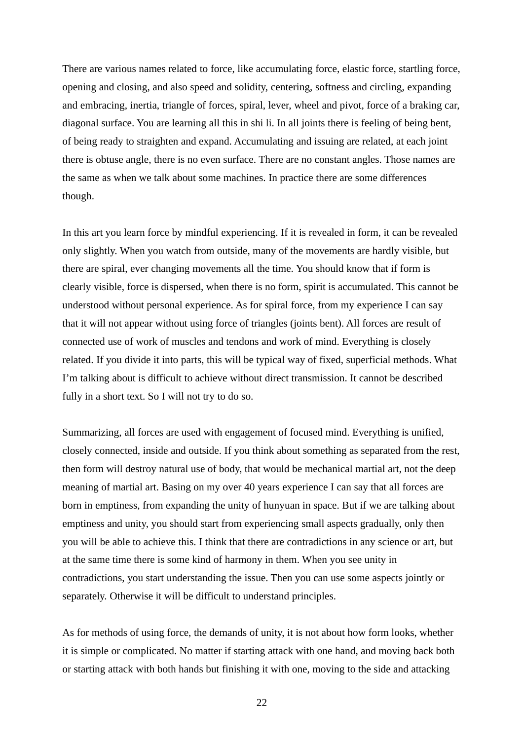There are various names related to force, like accumulating force, elastic force, startling force, opening and closing, and also speed and solidity, centering, softness and circling, expanding and embracing, inertia, triangle of forces, spiral, lever, wheel and pivot, force of a braking car, diagonal surface. You are learning all this in shi li. In all joints there is feeling of being bent, of being ready to straighten and expand. Accumulating and issuing are related, at each joint there is obtuse angle, there is no even surface. There are no constant angles. Those names are the same as when we talk about some machines. In practice there are some differences though.

In this art you learn force by mindful experiencing. If it is revealed in form, it can be revealed only slightly. When you watch from outside, many of the movements are hardly visible, but there are spiral, ever changing movements all the time. You should know that if form is clearly visible, force is dispersed, when there is no form, spirit is accumulated. This cannot be understood without personal experience. As for spiral force, from my experience I can say that it will not appear without using force of triangles (joints bent). All forces are result of connected use of work of muscles and tendons and work of mind. Everything is closely related. If you divide it into parts, this will be typical way of fixed, superficial methods. What I'm talking about is difficult to achieve without direct transmission. It cannot be described fully in a short text. So I will not try to do so.

Summarizing, all forces are used with engagement of focused mind. Everything is unified, closely connected, inside and outside. If you think about something as separated from the rest, then form will destroy natural use of body, that would be mechanical martial art, not the deep meaning of martial art. Basing on my over 40 years experience I can say that all forces are born in emptiness, from expanding the unity of hunyuan in space. But if we are talking about emptiness and unity, you should start from experiencing small aspects gradually, only then you will be able to achieve this. I think that there are contradictions in any science or art, but at the same time there is some kind of harmony in them. When you see unity in contradictions, you start understanding the issue. Then you can use some aspects jointly or separately. Otherwise it will be difficult to understand principles.

As for methods of using force, the demands of unity, it is not about how form looks, whether it is simple or complicated. No matter if starting attack with one hand, and moving back both or starting attack with both hands but finishing it with one, moving to the side and attacking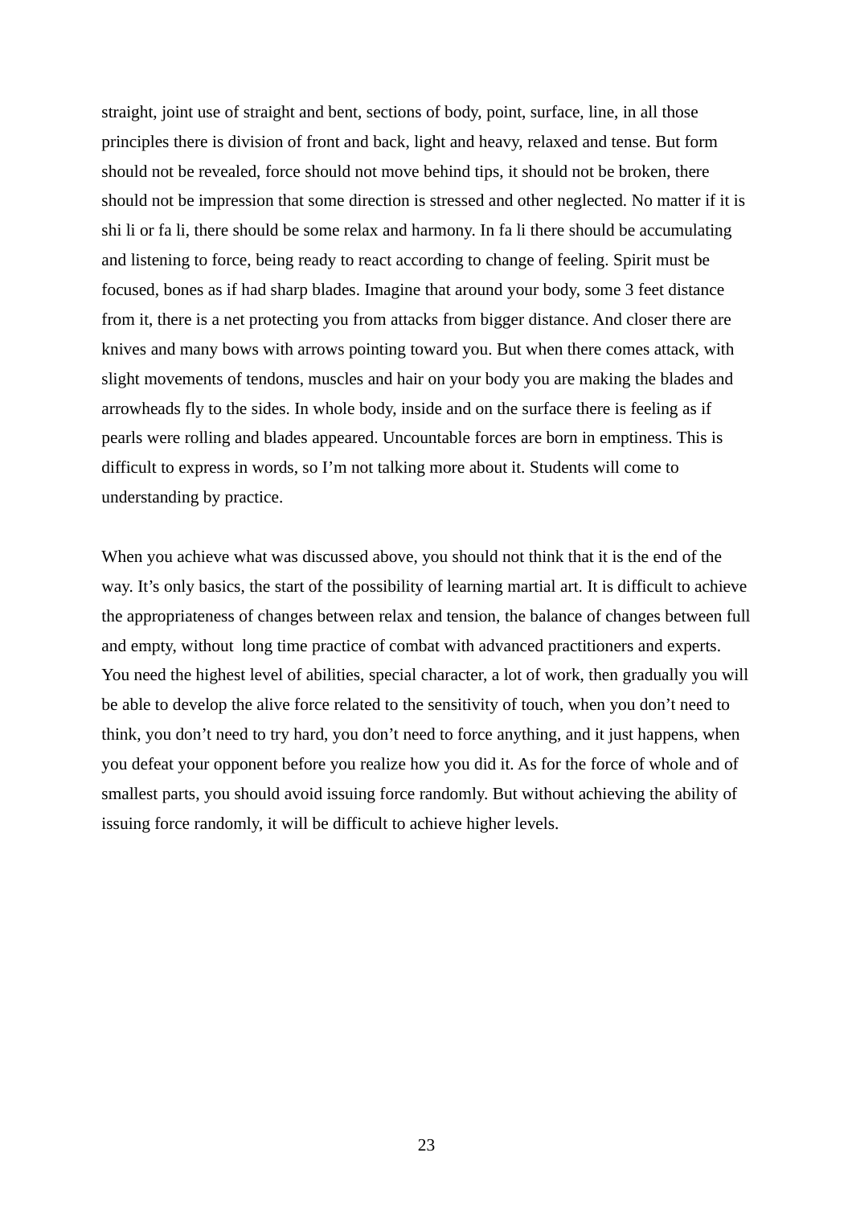straight, joint use of straight and bent, sections of body, point, surface, line, in all those principles there is division of front and back, light and heavy, relaxed and tense. But form should not be revealed, force should not move behind tips, it should not be broken, there should not be impression that some direction is stressed and other neglected. No matter if it is shi li or fa li, there should be some relax and harmony. In fa li there should be accumulating and listening to force, being ready to react according to change of feeling. Spirit must be focused, bones as if had sharp blades. Imagine that around your body, some 3 feet distance from it, there is a net protecting you from attacks from bigger distance. And closer there are knives and many bows with arrows pointing toward you. But when there comes attack, with slight movements of tendons, muscles and hair on your body you are making the blades and arrowheads fly to the sides. In whole body, inside and on the surface there is feeling as if pearls were rolling and blades appeared. Uncountable forces are born in emptiness. This is difficult to express in words, so I'm not talking more about it. Students will come to understanding by practice.

When you achieve what was discussed above, you should not think that it is the end of the way. It's only basics, the start of the possibility of learning martial art. It is difficult to achieve the appropriateness of changes between relax and tension, the balance of changes between full and empty, without long time practice of combat with advanced practitioners and experts. You need the highest level of abilities, special character, a lot of work, then gradually you will be able to develop the alive force related to the sensitivity of touch, when you don't need to think, you don't need to try hard, you don't need to force anything, and it just happens, when you defeat your opponent before you realize how you did it. As for the force of whole and of smallest parts, you should avoid issuing force randomly. But without achieving the ability of issuing force randomly, it will be difficult to achieve higher levels.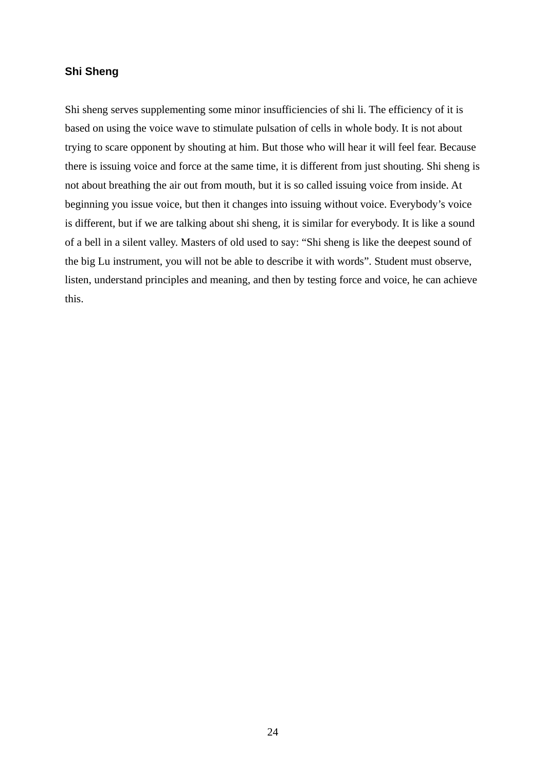## Shi Sheng

Shi sheng serves supplementing some minor insufficiencies of shi li. The efficiency of it is based on using the voice wave to stimulate pulsation of cells in whole body. It is not about trying to scare opponent by shouting at him. But those who will hear it will feel fear. Because there is issuing voice and force at the same time, it is different from just shouting. Shi sheng is not about breathing the air out from mouth, but it is so called issuing voice from inside. At beginning you issue voice, but then it changes into issuing without voice. Everybody's voice is different, but if we are talking about shi sheng, it is similar for everybody. It is like a sound of a bell in a silent valley. Masters of old used to say: "Shi sheng is like the deepest sound of the big Lu instrument, you will not be able to describe it with words". Student must observe, listen, understand principles and meaning, and then by testing force and voice, he can achieve this.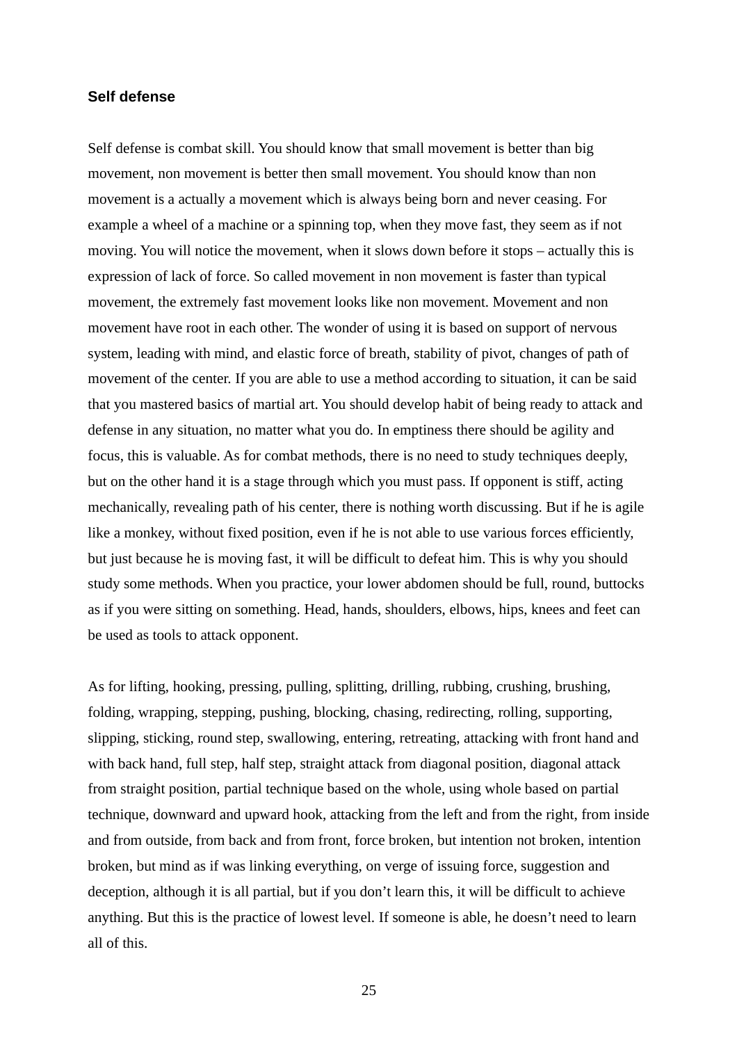**Self defense**

Self defense is combat skill. You should know that small movement is better than big movement, non movement is better then small movement. You should know than non movement is a actually a movement which is always being born and never ceasing. For example a wheel of a machine or a spinning top, when they move fast, they seem as if not moving. You will notice the movement, when it slows down before it stops – actually this is expression of lack of force. So called movement in non movement is faster than typical movement, the extremely fast movement looks like non movement. Movement and non movement have root in each other. The wonder of using it is based on support of nervous system, leading with mind, and elastic force of breath, stability of pivot, changes of path of movement of the center. If you are able to use a method according to situation, it can be said that you mastered basics of martial art. You should develop habit of being ready to attack and defense in any situation, no matter what you do. In emptiness there should be agility and focus, this is valuable. As for combat methods, there is no need to study techniques deeply, but on the other hand it is a stage through which you must pass. If opponent is stiff, acting mechanically, revealing path of his center, there is nothing worth discussing. But if he is agile like a monkey, without fixed position, even if he is not able to use various forces efficiently, but just because he is moving fast, it will be difficult to defeat him. This is why you should study some methods. When you practice, your lower abdomen should be full, round, buttocks as if you were sitting on something. Head, hands, shoulders, elbows, hips, knees and feet can be used as tools to attack opponent.

As for lifting, hooking, pressing, pulling, splitting, drilling, rubbing, crushing, brushing, folding, wrapping, stepping, pushing, blocking, chasing, redirecting, rolling, supporting, slipping, sticking, round step, swallowing, entering, retreating, attacking with front hand and with back hand, full step, half step, straight attack from diagonal position, diagonal attack from straight position, partial technique based on the whole, using whole based on partial technique, downward and upward hook, attacking from the left and from the right, from inside and from outside, from back and from front, force broken, but intention not broken, intention broken, but mind as if was linking everything, on verge of issuing force, suggestion and deception, although it is all partial, but if you don't learn this, it will be difficult to achieve anything. But this is the practice of lowest level. If someone is able, he doesn't need to learn all of this.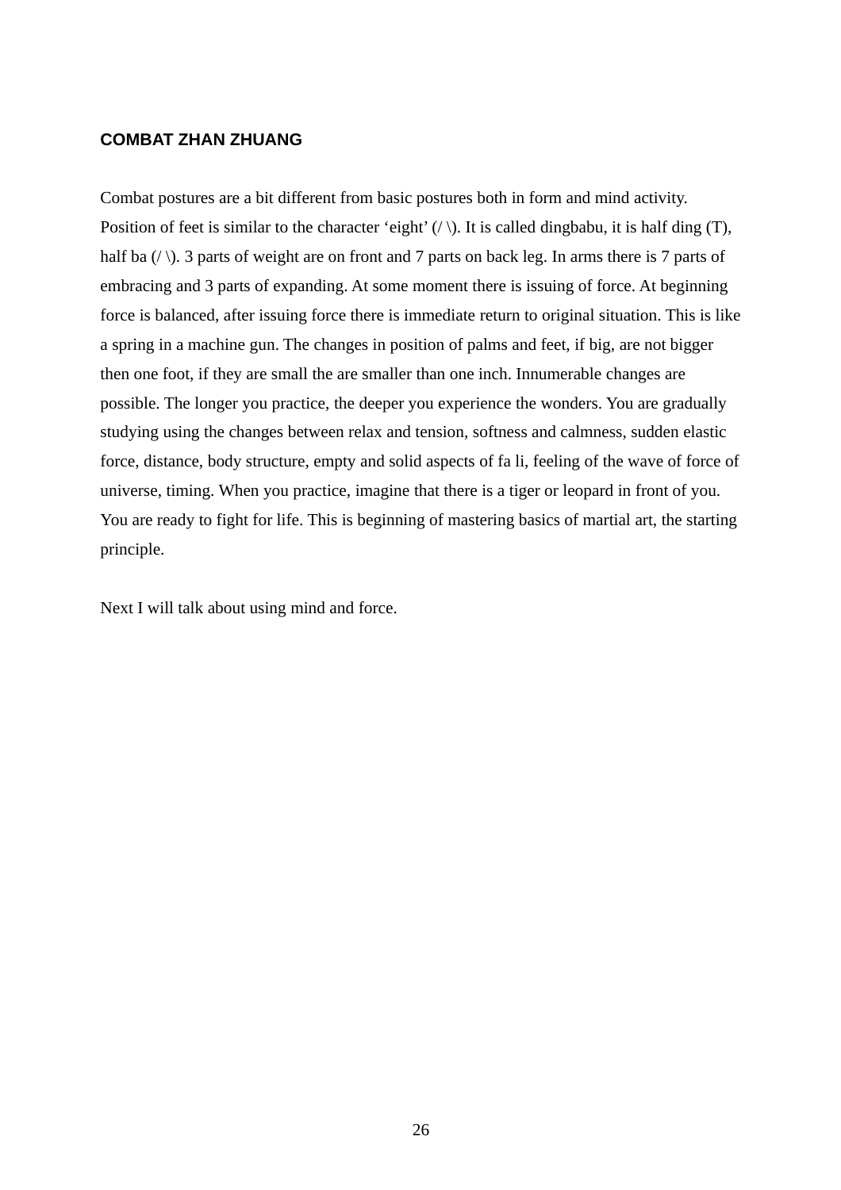## COMBAT ZHAN ZHUANG

Combat postures are a bit different from basic postures both in form and mind activity. Position of feet is similar to the character 'eight' (/ \). It is called dingbabu, it is half ding (T), half ba (/ \). 3 parts of weight are on front and 7 parts on back leg. In arms there is 7 parts of embracing and 3 parts of expanding. At some moment there is issuing of force. At beginning force is balanced, after issuing force there is immediate return to original situation. This is like a spring in a machine gun. The changes in position of palms and feet, if big, are not bigger then one foot, if they are small the are smaller than one inch. Innumerable changes are possible. The longer you practice, the deeper you experience the wonders. You are gradually studying using the changes between relax and tension, softness and calmness, sudden elastic force, distance, body structure, empty and solid aspects of fa li, feeling of the wave of force of universe, timing. When you practice, imagine that there is a tiger or leopard in front of you. You are ready to fight for life. This is beginning of mastering basics of martial art, the starting principle.

Next I will talk about using mind and force.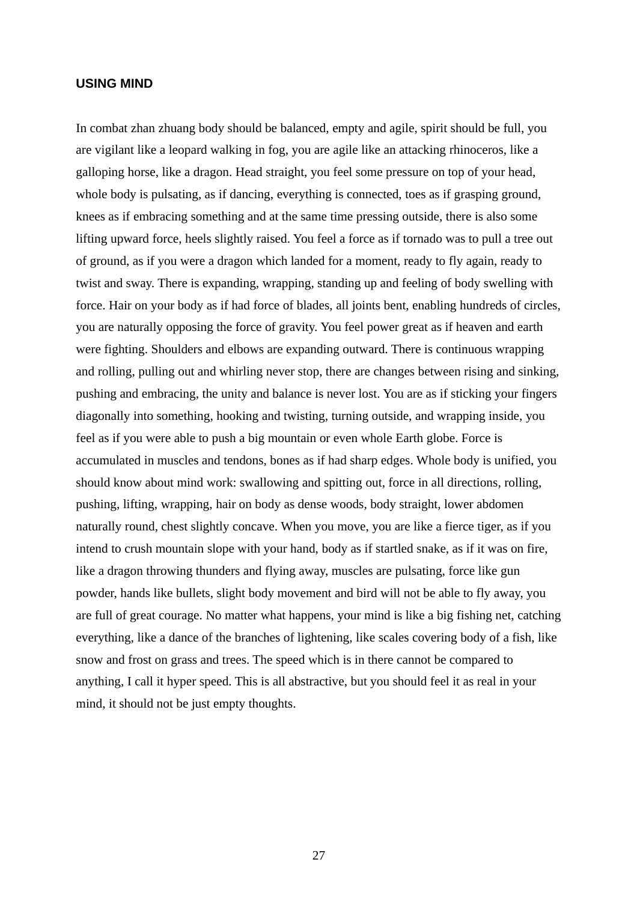## USING MIND

In combat zhan zhuang body should be balanced, empty and agile, spirit should be full, you are vigilant like a leopard walking in fog, you are agile like an attacking rhinoceros, like a galloping horse, like a dragon. Head straight, you feel some pressure on top of your head, whole body is pulsating, as if dancing, everything is connected, toes as if grasping ground, knees as if embracing something and at the same time pressing outside, there is also some lifting upward force, heels slightly raised. You feel a force as if tornado was to pull a tree out of ground, as if you were a dragon which landed for a moment, ready to fly again, ready to twist and sway. There is expanding, wrapping, standing up and feeling of body swelling with force. Hair on your body as if had force of blades, all joints bent, enabling hundreds of circles, you are naturally opposing the force of gravity. You feel power great as if heaven and earth were fighting. Shoulders and elbows are expanding outward. There is continuous wrapping and rolling, pulling out and whirling never stop, there are changes between rising and sinking, pushing and embracing, the unity and balance is never lost. You are as if sticking your fingers diagonally into something, hooking and twisting, turning outside, and wrapping inside, you feel as if you were able to push a big mountain or even whole Earth globe. Force is accumulated in muscles and tendons, bones as if had sharp edges. Whole body is unified, you should know about mind work: swallowing and spitting out, force in all directions, rolling, pushing, lifting, wrapping, hair on body as dense woods, body straight, lower abdomen naturally round, chest slightly concave. When you move, you are like a fierce tiger, as if you intend to crush mountain slope with your hand, body as if startled snake, as if it was on fire, like a dragon throwing thunders and flying away, muscles are pulsating, force like gun powder, hands like bullets, slight body movement and bird will not be able to fly away, you are full of great courage. No matter what happens, your mind is like a big fishing net, catching everything, like a dance of the branches of lightening, like scales covering body of a fish, like snow and frost on grass and trees. The speed which is in there cannot be compared to anything, I call it hyper speed. This is all abstractive, but you should feel it as real in your mind, it should not be just empty thoughts.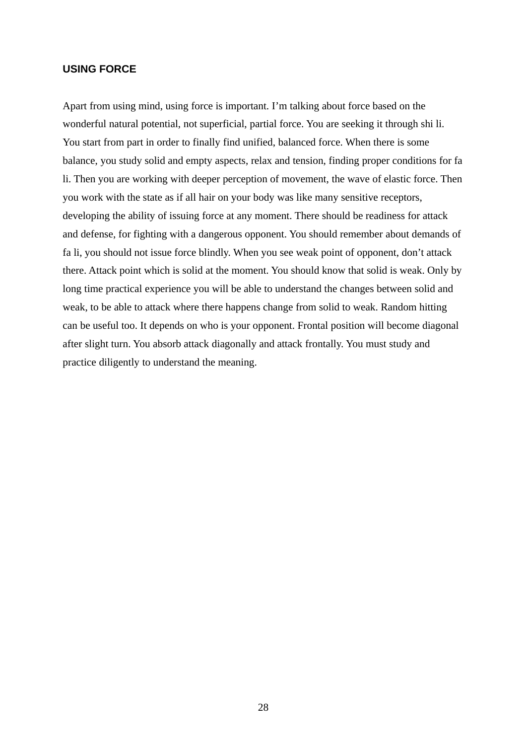## USING FORCE

Apart from using mind, using force is important. I'm talking about force based on the wonderful natural potential, not superficial, partial force. You are seeking it through shi li. You start from part in order to finally find unified, balanced force. When there is some balance, you study solid and empty aspects, relax and tension, finding proper conditions for fa li. Then you are working with deeper perception of movement, the wave of elastic force. Then you work with the state as if all hair on your body was like many sensitive receptors, developing the ability of issuing force at any moment. There should be readiness for attack and defense, for fighting with a dangerous opponent. You should remember about demands of fa li, you should not issue force blindly. When you see weak point of opponent, don't attack there. Attack point which is solid at the moment. You should know that solid is weak. Only by long time practical experience you will be able to understand the changes between solid and weak, to be able to attack where there happens change from solid to weak. Random hitting can be useful too. It depends on who is your opponent. Frontal position will become diagonal after slight turn. You absorb attack diagonally and attack frontally. You must study and practice diligently to understand the meaning.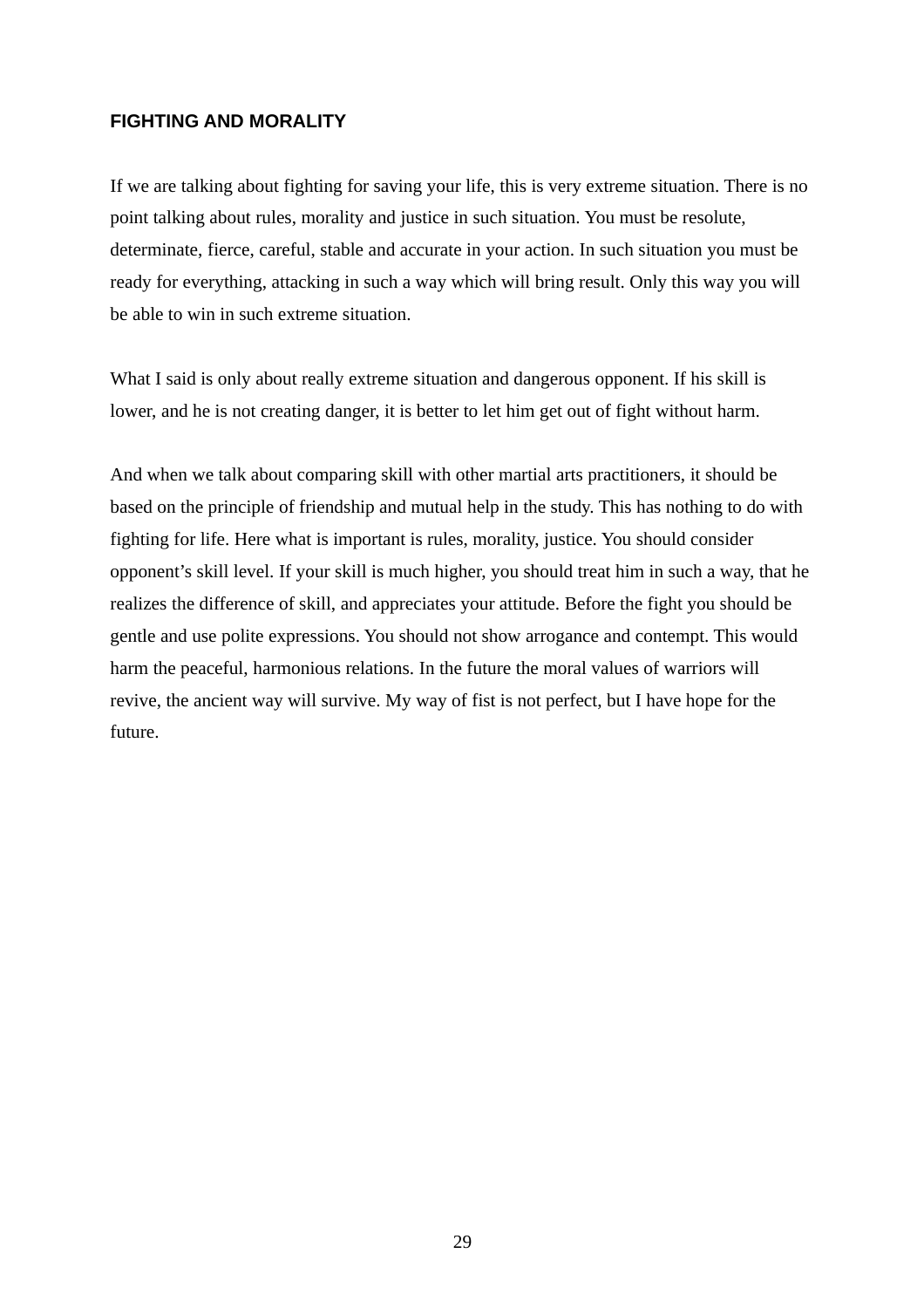## FIGHTING AND MORALITY

If we are talking about fighting for saving your life, this is very extreme situation. There is no point talking about rules, morality and justice in such situation. You must be resolute, determinate, fierce, careful, stable and accurate in your action. In such situation you must be ready for everything, attacking in such a way which will bring result. Only this way you will be able to win in such extreme situation.

What I said is only about really extreme situation and dangerous opponent. If his skill is lower, and he is not creating danger, it is better to let him get out of fight without harm.

And when we talk about comparing skill with other martial arts practitioners, it should be based on the principle of friendship and mutual help in the study. This has nothing to do with fighting for life. Here what is important is rules, morality, justice. You should consider opponent's skill level. If your skill is much higher, you should treat him in such a way, that he realizes the difference of skill, and appreciates your attitude. Before the fight you should be gentle and use polite expressions. You should not show arrogance and contempt. This would harm the peaceful, harmonious relations. In the future the moral values of warriors will revive, the ancient way will survive. My way of fist is not perfect, but I have hope for the future.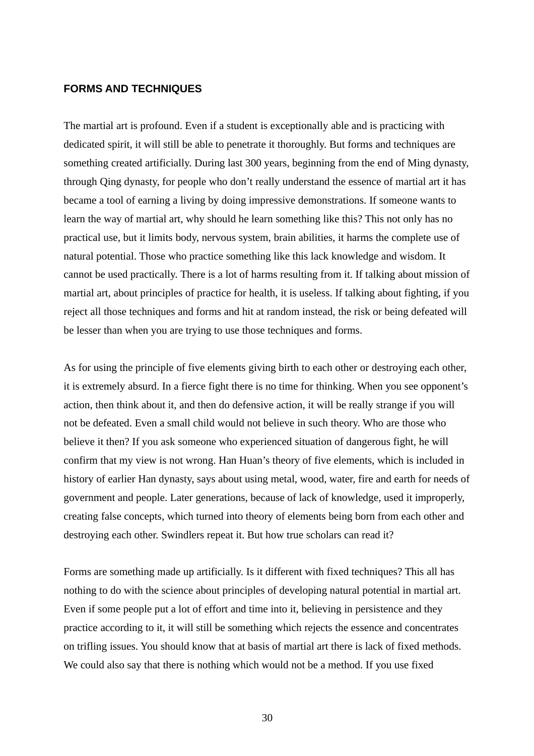## FORMS AND TECHNIQUES

The martial art is profound. Even if a student is exceptionally able and is practicing with dedicated spirit, it will still be able to penetrate it thoroughly. But forms and techniques are something created artificially. During last 300 years, beginning from the end of Ming dynasty, through Qing dynasty, for people who don't really understand the essence of martial art it has became a tool of earning a living by doing impressive demonstrations. If someone wants to learn the way of martial art, why should he learn something like this? This not only has no practical use, but it limits body, nervous system, brain abilities, it harms the complete use of natural potential. Those who practice something like this lack knowledge and wisdom. It cannot be used practically. There is a lot of harms resulting from it. If talking about mission of martial art, about principles of practice for health, it is useless. If talking about fighting, if you reject all those techniques and forms and hit at random instead, the risk or being defeated will be lesser than when you are trying to use those techniques and forms.

As for using the principle of five elements giving birth to each other or destroying each other, it is extremely absurd. In a fierce fight there is no time for thinking. When you see opponent's action, then think about it, and then do defensive action, it will be really strange if you will not be defeated. Even a small child would not believe in such theory. Who are those who believe it then? If you ask someone who experienced situation of dangerous fight, he will confirm that my view is not wrong. Han Huan's theory of five elements, which is included in history of earlier Han dynasty, says about using metal, wood, water, fire and earth for needs of government and people. Later generations, because of lack of knowledge, used it improperly, creating false concepts, which turned into theory of elements being born from each other and destroying each other. Swindlers repeat it. But how true scholars can read it?

Forms are something made up artificially. Is it different with fixed techniques? This all has nothing to do with the science about principles of developing natural potential in martial art. Even if some people put a lot of effort and time into it, believing in persistence and they practice according to it, it will still be something which rejects the essence and concentrates on trifling issues. You should know that at basis of martial art there is lack of fixed methods. We could also say that there is nothing which would not be a method. If you use fixed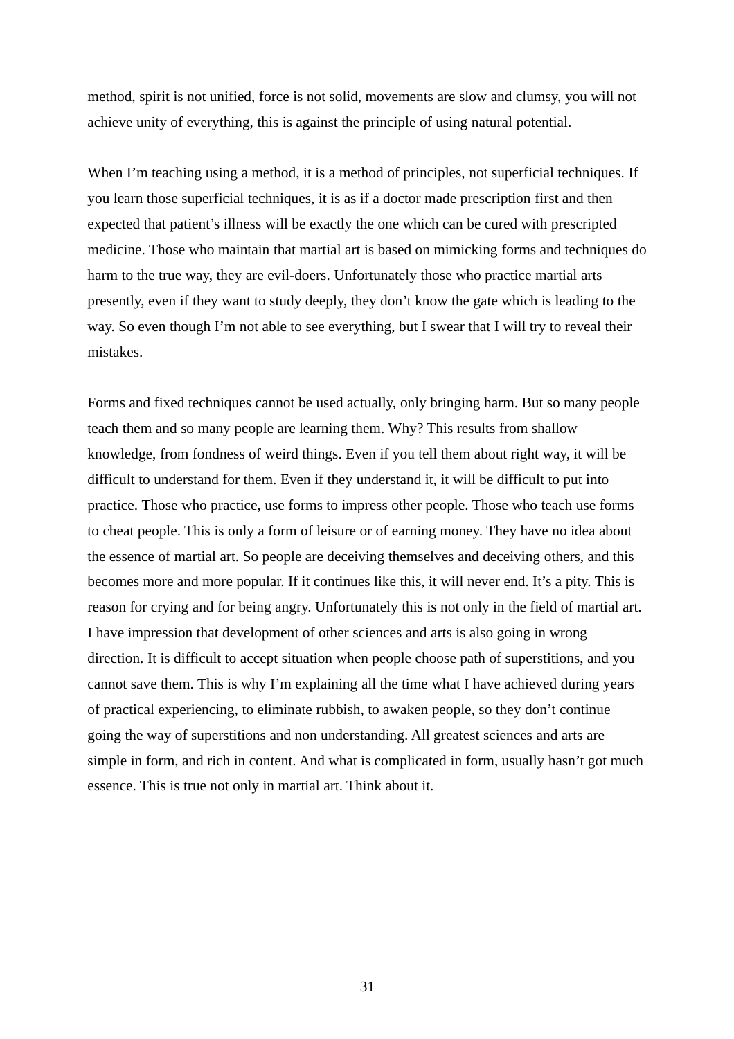method, spirit is not unified, force is not solid, movements are slow and clumsy, you will not achieve unity of everything, this is against the principle of using natural potential.

When I'm teaching using a method, it is a method of principles, not superficial techniques. If you learn those superficial techniques, it is as if a doctor made prescription first and then expected that patient's illness will be exactly the one which can be cured with prescripted medicine. Those who maintain that martial art is based on mimicking forms and techniques do harm to the true way, they are evil-doers. Unfortunately those who practice martial arts presently, even if they want to study deeply, they don't know the gate which is leading to the way. So even though I'm not able to see everything, but I swear that I will try to reveal their mistakes.

Forms and fixed techniques cannot be used actually, only bringing harm. But so many people teach them and so many people are learning them. Why? This results from shallow knowledge, from fondness of weird things. Even if you tell them about right way, it will be difficult to understand for them. Even if they understand it, it will be difficult to put into practice. Those who practice, use forms to impress other people. Those who teach use forms to cheat people. This is only a form of leisure or of earning money. They have no idea about the essence of martial art. So people are deceiving themselves and deceiving others, and this becomes more and more popular. If it continues like this, it will never end. It's a pity. This is reason for crying and for being angry. Unfortunately this is not only in the field of martial art. I have impression that development of other sciences and arts is also going in wrong direction. It is difficult to accept situation when people choose path of superstitions, and you cannot save them. This is why I'm explaining all the time what I have achieved during years of practical experiencing, to eliminate rubbish, to awaken people, so they don't continue going the way of superstitions and non understanding. All greatest sciences and arts are simple in form, and rich in content. And what is complicated in form, usually hasn't got much essence. This is true not only in martial art. Think about it.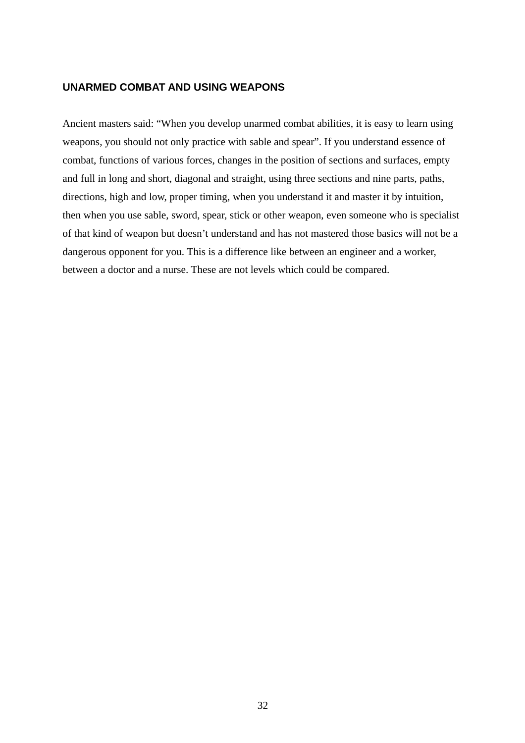## UNARMED COMBAT AND USING WEAPONS

Ancient masters said: "When you develop unarmed combat abilities, it is easy to learn using weapons, you should not only practice with sable and spear". If you understand essence of combat, functions of various forces, changes in the position of sections and surfaces, empty and full in long and short, diagonal and straight, using three sections and nine parts, paths, directions, high and low, proper timing, when you understand it and master it by intuition, then when you use sable, sword, spear, stick or other weapon, even someone who is specialist of that kind of weapon but doesn't understand and has not mastered those basics will not be a dangerous opponent for you. This is a difference like between an engineer and a worker, between a doctor and a nurse. These are not levels which could be compared.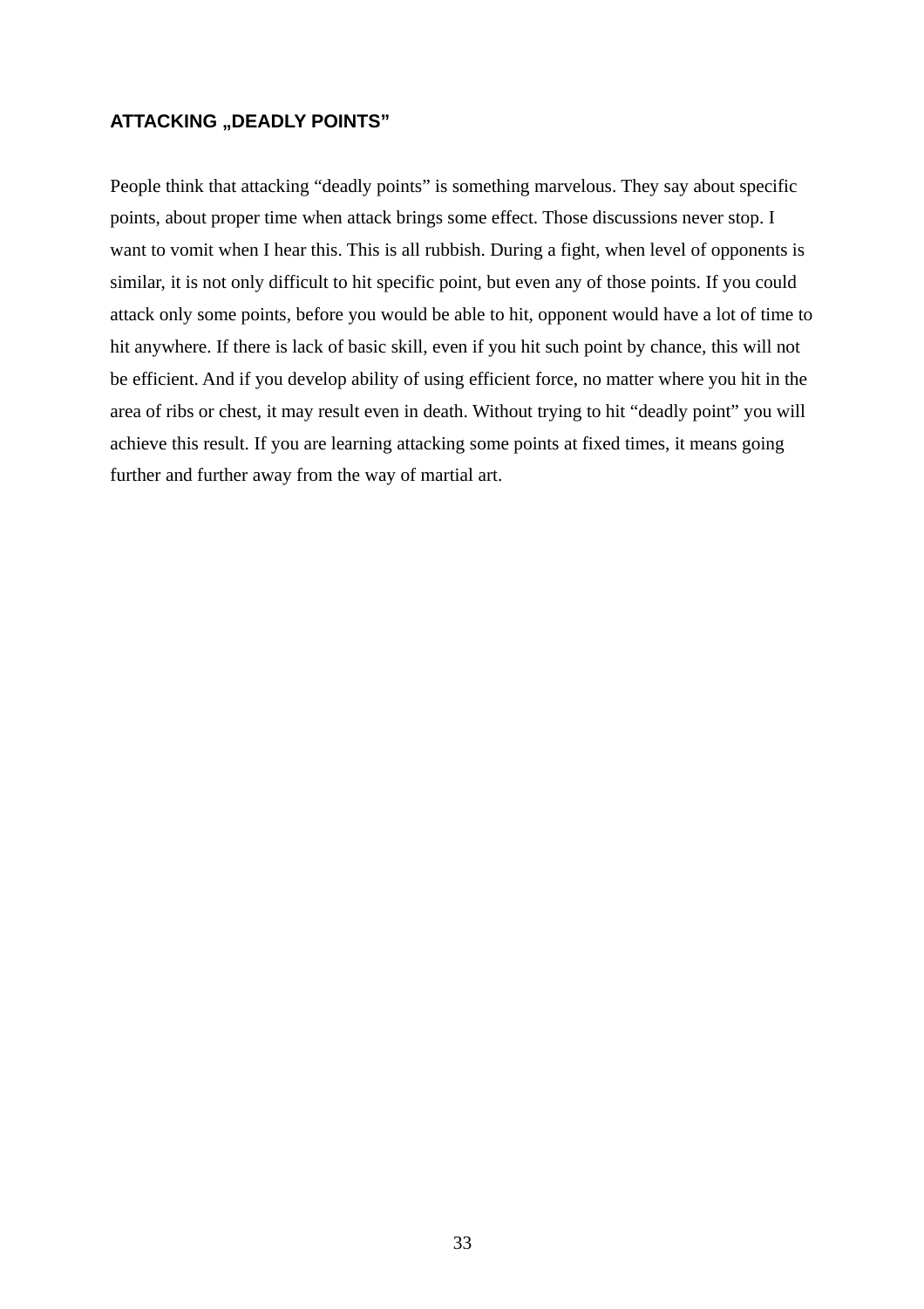## ATTACKING „DEADLY POINTS"

People think that attacking "deadly points" is something marvelous. They say about specific points, about proper time when attack brings some effect. Those discussions never stop. I want to vomit when I hear this. This is all rubbish. During a fight, when level of opponents is similar, it is not only difficult to hit specific point, but even any of those points. If you could attack only some points, before you would be able to hit, opponent would have a lot of time to hit anywhere. If there is lack of basic skill, even if you hit such point by chance, this will not be efficient. And if you develop ability of using efficient force, no matter where you hit in the area of ribs or chest, it may result even in death. Without trying to hit "deadly point" you will achieve this result. If you are learning attacking some points at fixed times, it means going further and further away from the way of martial art.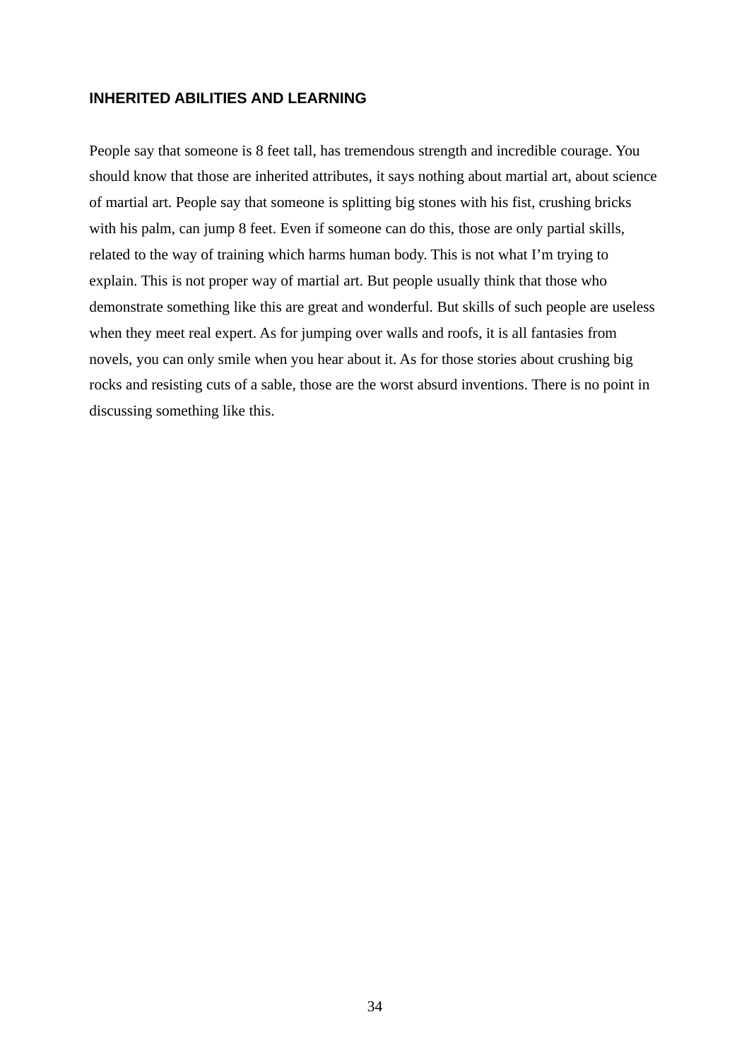## INHERITED ABILITIES AND LEARNING

People say that someone is 8 feet tall, has tremendous strength and incredible courage. You should know that those are inherited attributes, it says nothing about martial art, about science of martial art. People say that someone is splitting big stones with his fist, crushing bricks with his palm, can jump 8 feet. Even if someone can do this, those are only partial skills, related to the way of training which harms human body. This is not what I'm trying to explain. This is not proper way of martial art. But people usually think that those who demonstrate something like this are great and wonderful. But skills of such people are useless when they meet real expert. As for jumping over walls and roofs, it is all fantasies from novels, you can only smile when you hear about it. As for those stories about crushing big rocks and resisting cuts of a sable, those are the worst absurd inventions. There is no point in discussing something like this.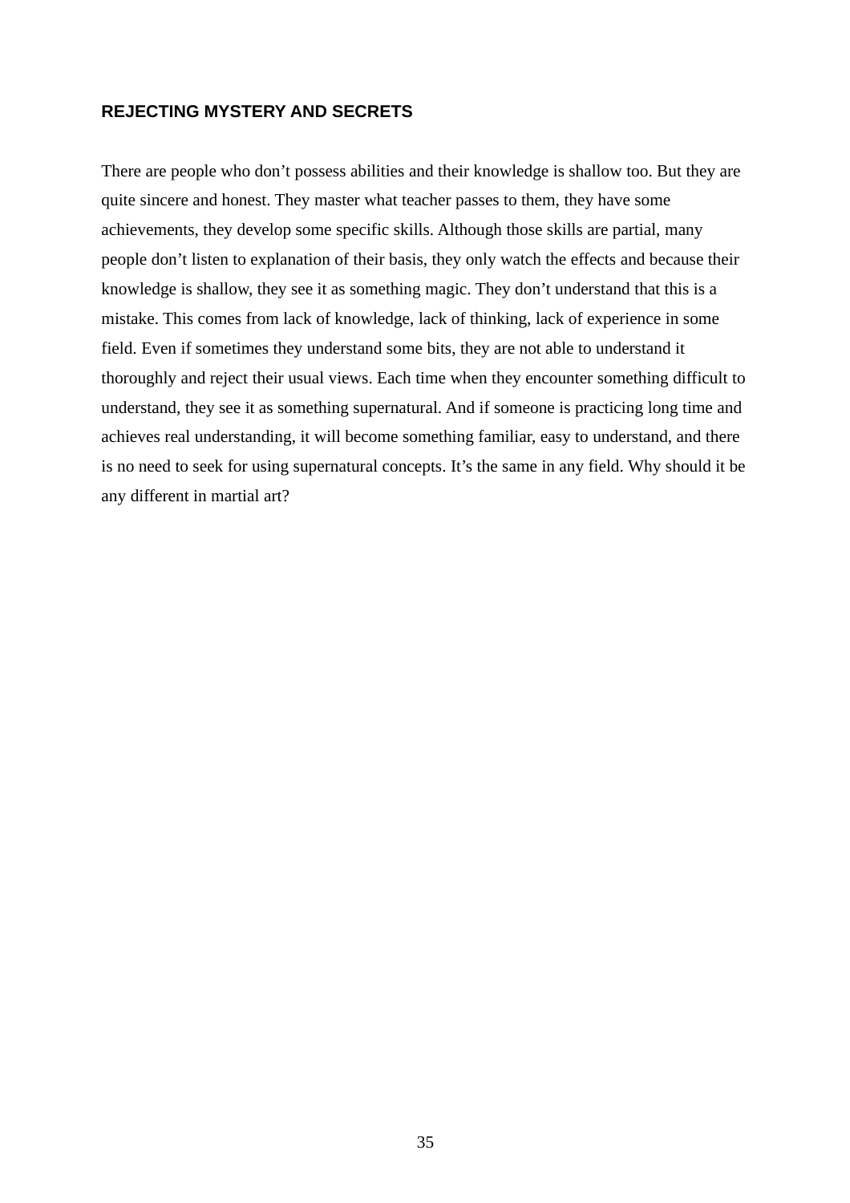## REJECTING MYSTERY AND SECRETS

There are people who don't possess abilities and their knowledge is shallow too. But they are quite sincere and honest. They master what teacher passes to them, they have some achievements, they develop some specific skills. Although those skills are partial, many people don't listen to explanation of their basis, they only watch the effects and because their knowledge is shallow, they see it as something magic. They don't understand that this is a mistake. This comes from lack of knowledge, lack of thinking, lack of experience in some field. Even if sometimes they understand some bits, they are not able to understand it thoroughly and reject their usual views. Each time when they encounter something difficult to understand, they see it as something supernatural. And if someone is practicing long time and achieves real understanding, it will become something familiar, easy to understand, and there is no need to seek for using supernatural concepts. It's the same in any field. Why should it be any different in martial art?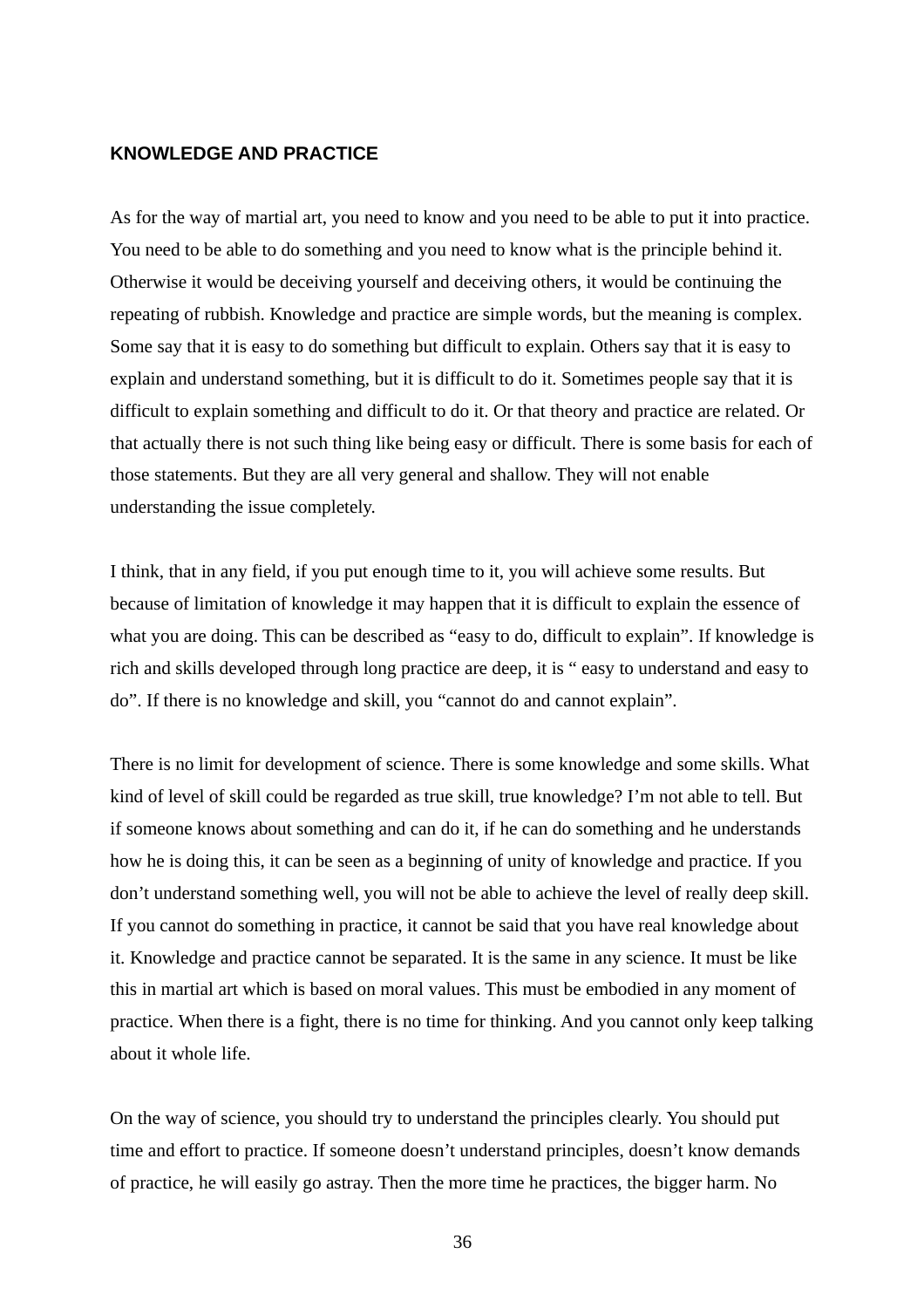## KNOWLEDGE AND PRACTICE

As for the way of martial art, you need to know and you need to be able to put it into practice. You need to be able to do something and you need to know what is the principle behind it. Otherwise it would be deceiving yourself and deceiving others, it would be continuing the repeating of rubbish. Knowledge and practice are simple words, but the meaning is complex. Some say that it is easy to do something but difficult to explain. Others say that it is easy to explain and understand something, but it is difficult to do it. Sometimes people say that it is difficult to explain something and difficult to do it. Or that theory and practice are related. Or that actually there is not such thing like being easy or difficult. There is some basis for each of those statements. But they are all very general and shallow. They will not enable understanding the issue completely.

I think, that in any field, if you put enough time to it, you will achieve some results. But because of limitation of knowledge it may happen that it is difficult to explain the essence of what you are doing. This can be described as “easy to do, difficult to explain”. If knowledge is rich and skills developed through long practice are deep, it is “ easy to understand and easy to do”. If there is no knowledge and skill, you “cannot do and cannot explain”.

There is no limit for development of science. There is some knowledge and some skills. What kind of level of skill could be regarded as true skill, true knowledge? I’m not able to tell. But if someone knows about something and can do it, if he can do something and he understands how he is doing this, it can be seen as a beginning of unity of knowledge and practice. If you don’t understand something well, you will not be able to achieve the level of really deep skill. If you cannot do something in practice, it cannot be said that you have real knowledge about it. Knowledge and practice cannot be separated. It is the same in any science. It must be like this in martial art which is based on moral values. This must be embodied in any moment of practice. When there is a fight, there is no time for thinking. And you cannot only keep talking about it whole life.

On the way of science, you should try to understand the principles clearly. You should put time and effort to practice. If someone doesn’t understand principles, doesn’t know demands of practice, he will easily go astray. Then the more time he practices, the bigger harm. No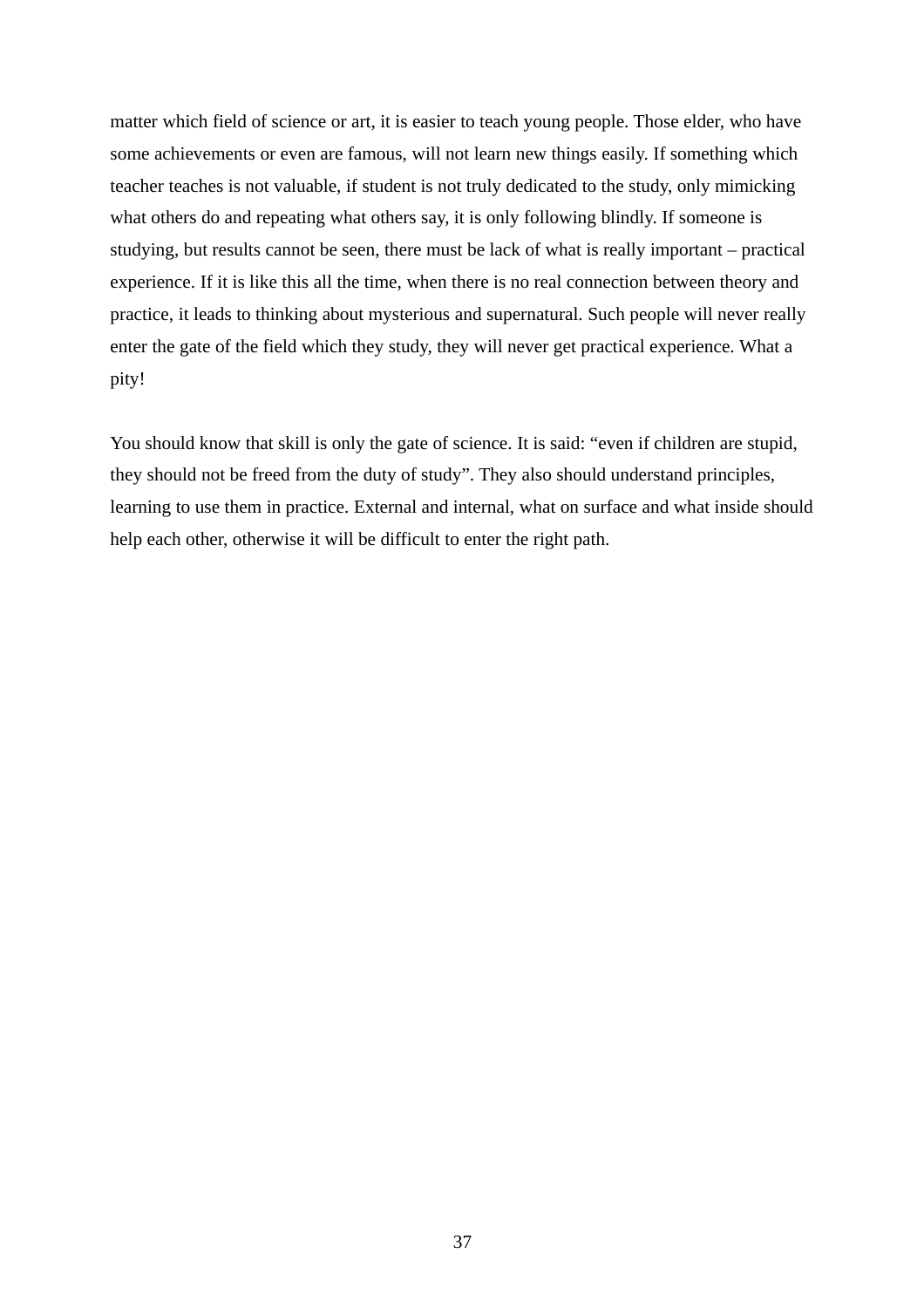matter which field of science or art, it is easier to teach young people. Those elder, who have some achievements or even are famous, will not learn new things easily. If something which teacher teaches is not valuable, if student is not truly dedicated to the study, only mimicking what others do and repeating what others say, it is only following blindly. If someone is studying, but results cannot be seen, there must be lack of what is really important – practical experience. If it is like this all the time, when there is no real connection between theory and practice, it leads to thinking about mysterious and supernatural. Such people will never really enter the gate of the field which they study, they will never get practical experience. What a pity!

You should know that skill is only the gate of science. It is said: “even if children are stupid, they should not be freed from the duty of study”. They also should understand principles, learning to use them in practice. External and internal, what on surface and what inside should help each other, otherwise it will be difficult to enter the right path.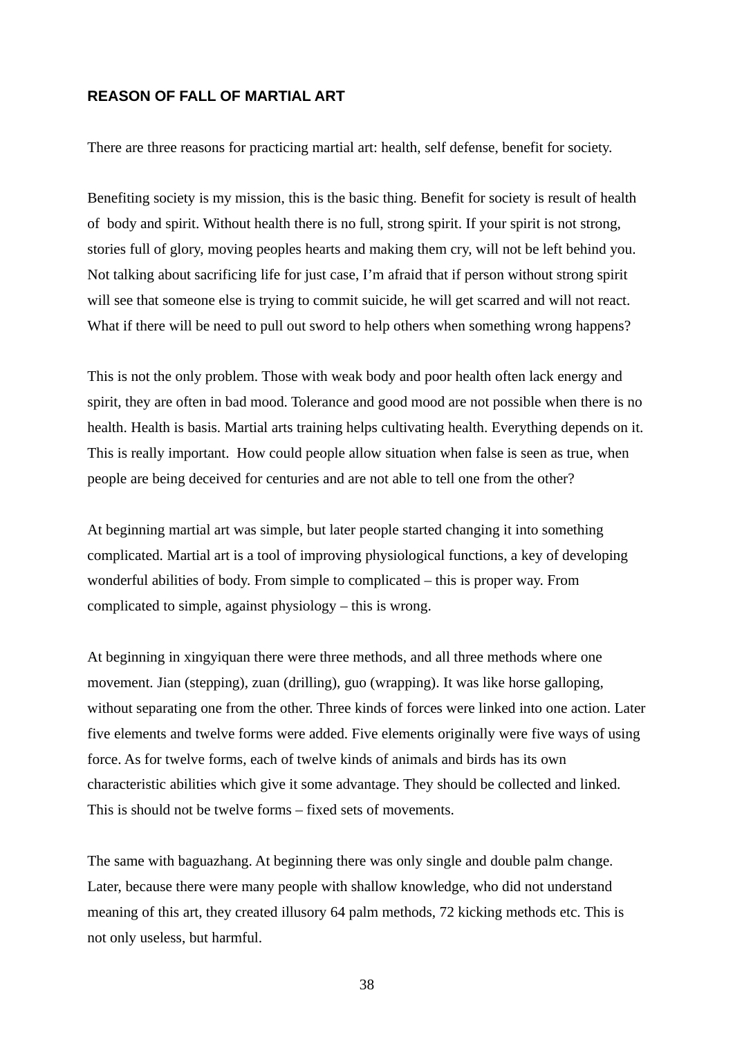**REASON OF FALL OF MARTIAL ART**

There are three reasons for practicing martial art: health, self defense, benefit for society.

Benefiting society is my mission, this is the basic thing. Benefit for society is result of health of body and spirit. Without health there is no full, strong spirit. If your spirit is not strong, stories full of glory, moving peoples hearts and making them cry, will not be left behind you. Not talking about sacrificing life for just case, I'm afraid that if person without strong spirit will see that someone else is trying to commit suicide, he will get scarred and will not react. What if there will be need to pull out sword to help others when something wrong happens?

This is not the only problem. Those with weak body and poor health often lack energy and spirit, they are often in bad mood. Tolerance and good mood are not possible when there is no health. Health is basis. Martial arts training helps cultivating health. Everything depends on it. This is really important. How could people allow situation when false is seen as true, when people are being deceived for centuries and are not able to tell one from the other?

At beginning martial art was simple, but later people started changing it into something complicated. Martial art is a tool of improving physiological functions, a key of developing wonderful abilities of body. From simple to complicated – this is proper way. From complicated to simple, against physiology – this is wrong.

At beginning in xingyiquan there were three methods, and all three methods where one movement. Jian (stepping), zuan (drilling), guo (wrapping). It was like horse galloping, without separating one from the other. Three kinds of forces were linked into one action. Later five elements and twelve forms were added. Five elements originally were five ways of using force. As for twelve forms, each of twelve kinds of animals and birds has its own characteristic abilities which give it some advantage. They should be collected and linked. This is should not be twelve forms – fixed sets of movements.

The same with baguazhang. At beginning there was only single and double palm change. Later, because there were many people with shallow knowledge, who did not understand meaning of this art, they created illusory 64 palm methods, 72 kicking methods etc. This is not only useless, but harmful.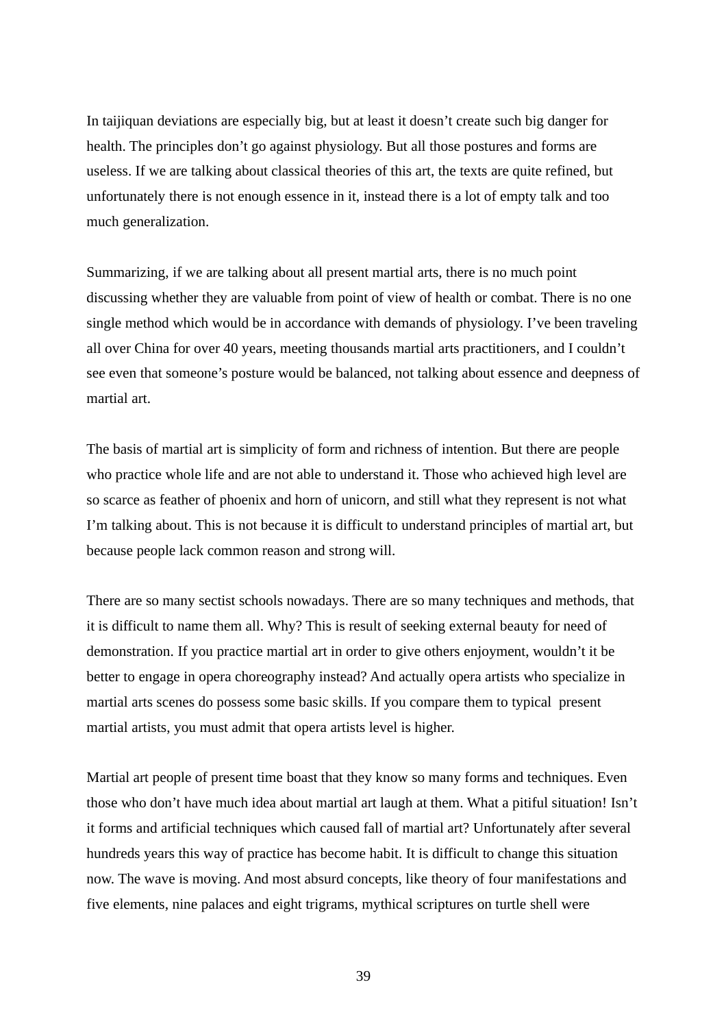In taijiquan deviations are especially big, but at least it doesn't create such big danger for health. The principles don't go against physiology. But all those postures and forms are useless. If we are talking about classical theories of this art, the texts are quite refined, but unfortunately there is not enough essence in it, instead there is a lot of empty talk and too much generalization.

Summarizing, if we are talking about all present martial arts, there is no much point discussing whether they are valuable from point of view of health or combat. There is no one single method which would be in accordance with demands of physiology. I've been traveling all over China for over 40 years, meeting thousands martial arts practitioners, and I couldn't see even that someone's posture would be balanced, not talking about essence and deepness of martial art.

The basis of martial art is simplicity of form and richness of intention. But there are people who practice whole life and are not able to understand it. Those who achieved high level are so scarce as feather of phoenix and horn of unicorn, and still what they represent is not what I'm talking about. This is not because it is difficult to understand principles of martial art, but because people lack common reason and strong will.

There are so many sectist schools nowadays. There are so many techniques and methods, that it is difficult to name them all. Why? This is result of seeking external beauty for need of demonstration. If you practice martial art in order to give others enjoyment, wouldn't it be better to engage in opera choreography instead? And actually opera artists who specialize in martial arts scenes do possess some basic skills. If you compare them to typical present martial artists, you must admit that opera artists level is higher.

Martial art people of present time boast that they know so many forms and techniques. Even those who don't have much idea about martial art laugh at them. What a pitiful situation! Isn't it forms and artificial techniques which caused fall of martial art? Unfortunately after several hundreds years this way of practice has become habit. It is difficult to change this situation now. The wave is moving. And most absurd concepts, like theory of four manifestations and five elements, nine palaces and eight trigrams, mythical scriptures on turtle shell were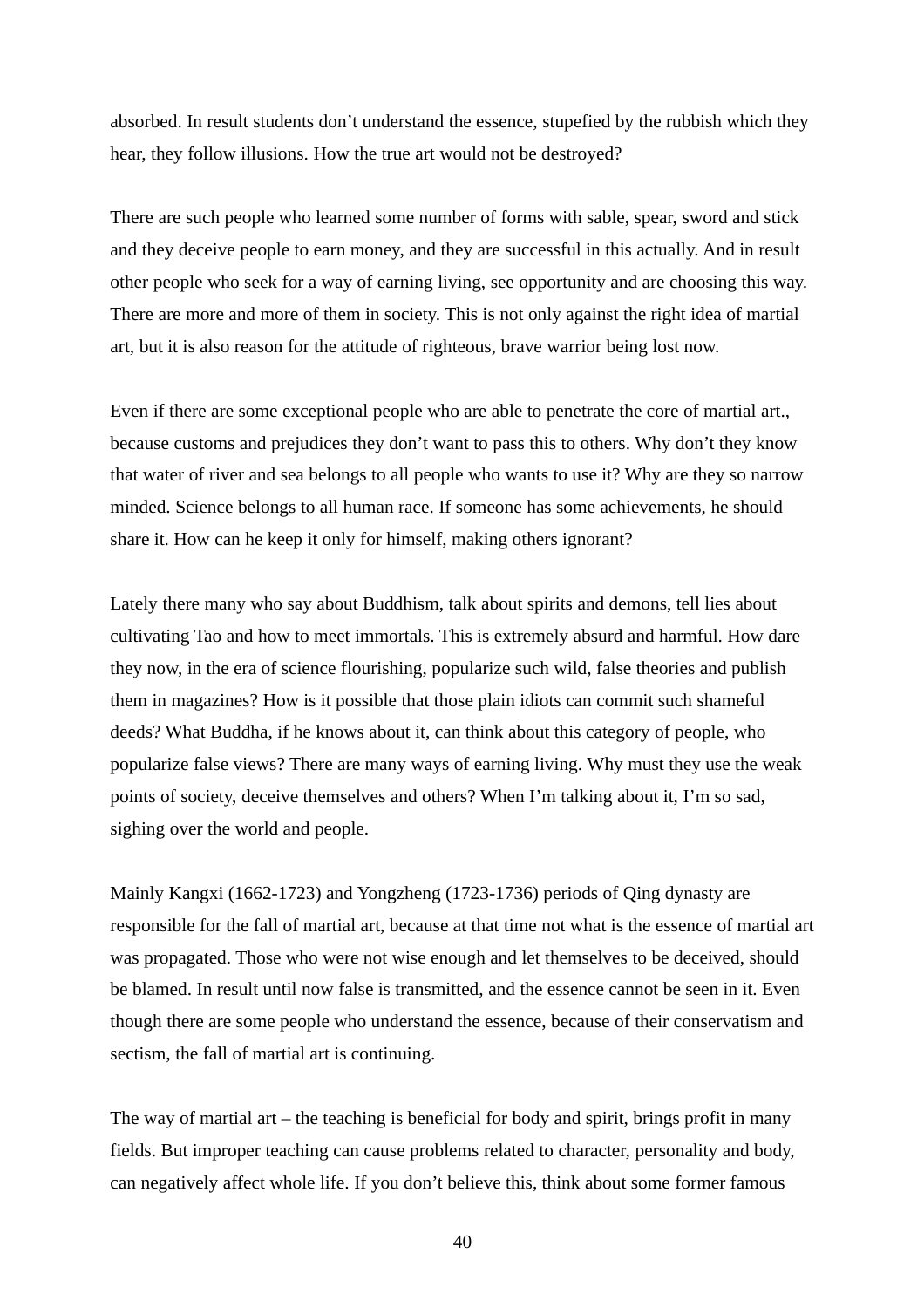absorbed. In result students don't understand the essence, stupefied by the rubbish which they hear, they follow illusions. How the true art would not be destroyed?

There are such people who learned some number of forms with sable, spear, sword and stick and they deceive people to earn money, and they are successful in this actually. And in result other people who seek for a way of earning living, see opportunity and are choosing this way. There are more and more of them in society. This is not only against the right idea of martial art, but it is also reason for the attitude of righteous, brave warrior being lost now.

Even if there are some exceptional people who are able to penetrate the core of martial art., because customs and prejudices they don't want to pass this to others. Why don't they know that water of river and sea belongs to all people who wants to use it? Why are they so narrow minded. Science belongs to all human race. If someone has some achievements, he should share it. How can he keep it only for himself, making others ignorant?

Lately there many who say about Buddhism, talk about spirits and demons, tell lies about cultivating Tao and how to meet immortals. This is extremely absurd and harmful. How dare they now, in the era of science flourishing, popularize such wild, false theories and publish them in magazines? How is it possible that those plain idiots can commit such shameful deeds? What Buddha, if he knows about it, can think about this category of people, who popularize false views? There are many ways of earning living. Why must they use the weak points of society, deceive themselves and others? When I'm talking about it, I'm so sad, sighing over the world and people.

Mainly Kangxi (1662-1723) and Yongzheng (1723-1736) periods of Qing dynasty are responsible for the fall of martial art, because at that time not what is the essence of martial art was propagated. Those who were not wise enough and let themselves to be deceived, should be blamed. In result until now false is transmitted, and the essence cannot be seen in it. Even though there are some people who understand the essence, because of their conservatism and sectism, the fall of martial art is continuing.

The way of martial art – the teaching is beneficial for body and spirit, brings profit in many fields. But improper teaching can cause problems related to character, personality and body, can negatively affect whole life. If you don't believe this, think about some former famous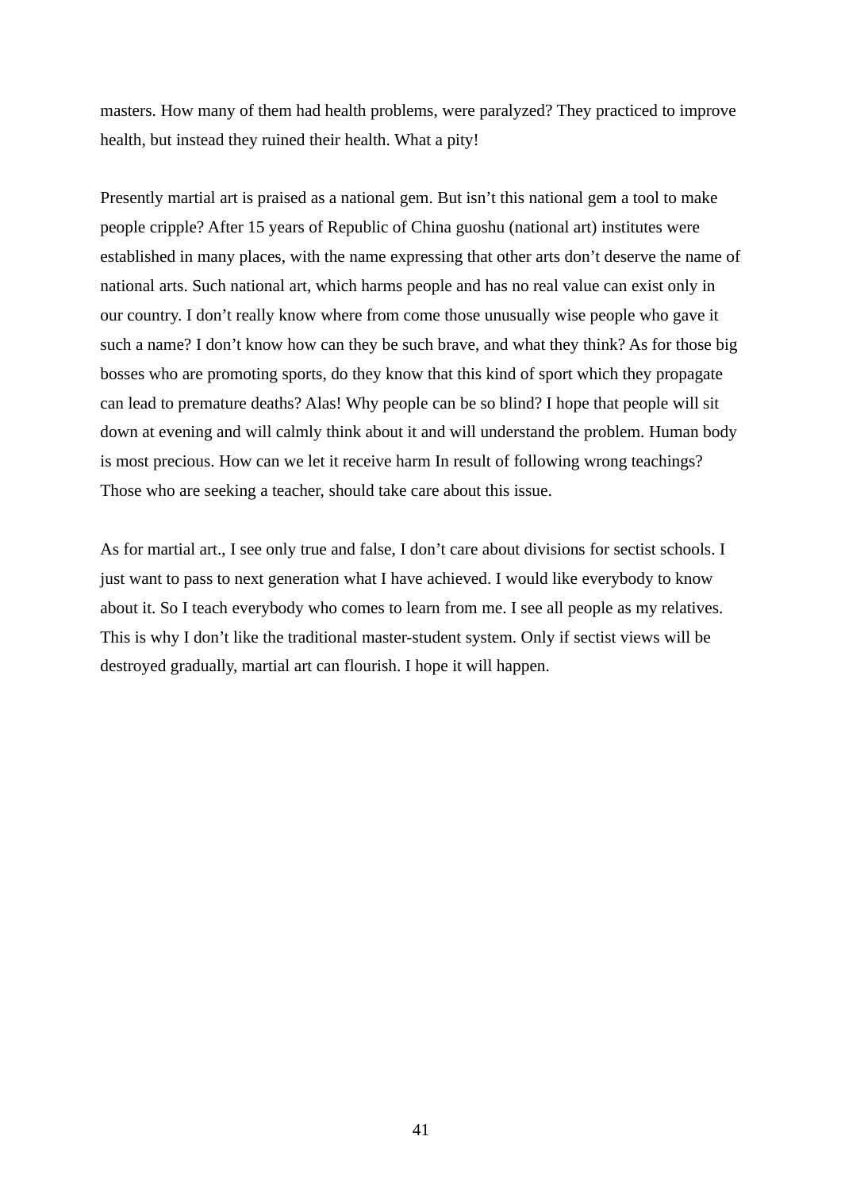masters. How many of them had health problems, were paralyzed? They practiced to improve health, but instead they ruined their health. What a pity!

Presently martial art is praised as a national gem. But isn't this national gem a tool to make people cripple? After 15 years of Republic of China guoshu (national art) institutes were established in many places, with the name expressing that other arts don't deserve the name of national arts. Such national art, which harms people and has no real value can exist only in our country. I don't really know where from come those unusually wise people who gave it such a name? I don't know how can they be such brave, and what they think? As for those big bosses who are promoting sports, do they know that this kind of sport which they propagate can lead to premature deaths? Alas! Why people can be so blind? I hope that people will sit down at evening and will calmly think about it and will understand the problem. Human body is most precious. How can we let it receive harm In result of following wrong teachings? Those who are seeking a teacher, should take care about this issue.

As for martial art., I see only true and false, I don't care about divisions for sectist schools. I just want to pass to next generation what I have achieved. I would like everybody to know about it. So I teach everybody who comes to learn from me. I see all people as my relatives. This is why I don't like the traditional master-student system. Only if sectist views will be destroyed gradually, martial art can flourish. I hope it will happen.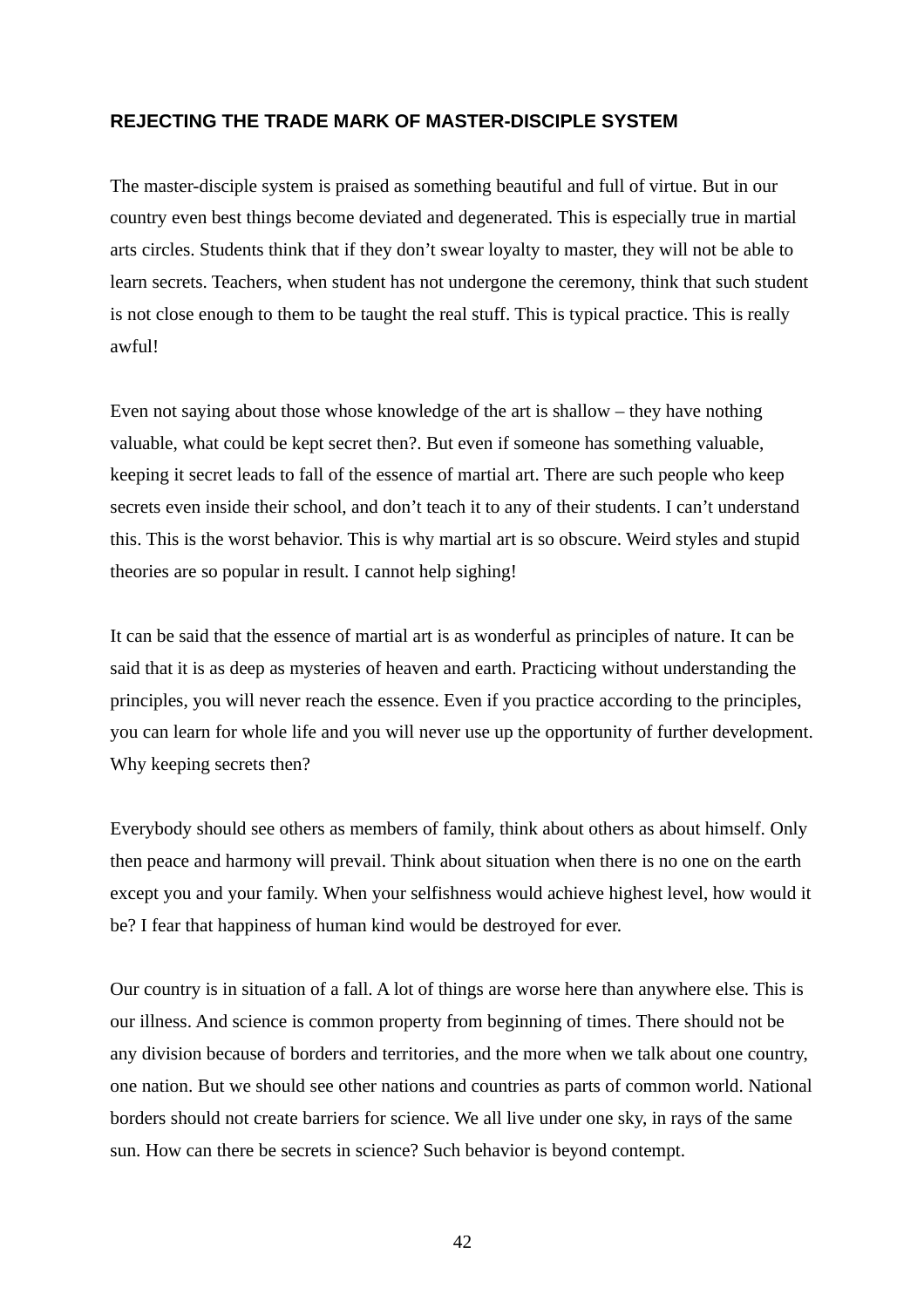### REJECTING THE TRADE MARK OF MASTER-DISCIPLE SYSTEM

The master-disciple system is praised as something beautiful and full of virtue. But in our country even best things become deviated and degenerated. This is especially true in martial arts circles. Students think that if they don't swear loyalty to master, they will not be able to learn secrets. Teachers, when student has not undergone the ceremony, think that such student is not close enough to them to be taught the real stuff. This is typical practice. This is really awful!

Even not saying about those whose knowledge of the art is shallow – they have nothing valuable, what could be kept secret then?. But even if someone has something valuable, keeping it secret leads to fall of the essence of martial art. There are such people who keep secrets even inside their school, and don't teach it to any of their students. I can't understand this. This is the worst behavior. This is why martial art is so obscure. Weird styles and stupid theories are so popular in result. I cannot help sighing!

It can be said that the essence of martial art is as wonderful as principles of nature. It can be said that it is as deep as mysteries of heaven and earth. Practicing without understanding the principles, you will never reach the essence. Even if you practice according to the principles, you can learn for whole life and you will never use up the opportunity of further development. Why keeping secrets then?

Everybody should see others as members of family, think about others as about himself. Only then peace and harmony will prevail. Think about situation when there is no one on the earth except you and your family. When your selfishness would achieve highest level, how would it be? I fear that happiness of human kind would be destroyed for ever.

Our country is in situation of a fall. A lot of things are worse here than anywhere else. This is our illness. And science is common property from beginning of times. There should not be any division because of borders and territories, and the more when we talk about one country, one nation. But we should see other nations and countries as parts of common world. National borders should not create barriers for science. We all live under one sky, in rays of the same sun. How can there be secrets in science? Such behavior is beyond contempt.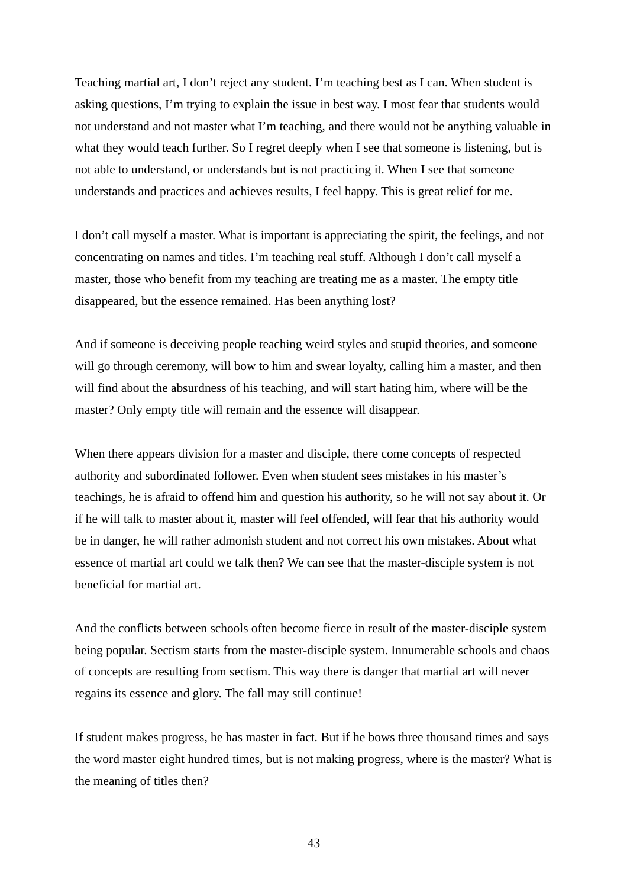Teaching martial art, I don't reject any student. I'm teaching best as I can. When student is asking questions, I'm trying to explain the issue in best way. I most fear that students would not understand and not master what I'm teaching, and there would not be anything valuable in what they would teach further. So I regret deeply when I see that someone is listening, but is not able to understand, or understands but is not practicing it. When I see that someone understands and practices and achieves results, I feel happy. This is great relief for me.

I don't call myself a master. What is important is appreciating the spirit, the feelings, and not concentrating on names and titles. I'm teaching real stuff. Although I don't call myself a master, those who benefit from my teaching are treating me as a master. The empty title disappeared, but the essence remained. Has been anything lost?

And if someone is deceiving people teaching weird styles and stupid theories, and someone will go through ceremony, will bow to him and swear loyalty, calling him a master, and then will find about the absurdness of his teaching, and will start hating him, where will be the master? Only empty title will remain and the essence will disappear.

When there appears division for a master and disciple, there come concepts of respected authority and subordinated follower. Even when student sees mistakes in his master's teachings, he is afraid to offend him and question his authority, so he will not say about it. Or if he will talk to master about it, master will feel offended, will fear that his authority would be in danger, he will rather admonish student and not correct his own mistakes. About what essence of martial art could we talk then? We can see that the master-disciple system is not beneficial for martial art.

And the conflicts between schools often become fierce in result of the master-disciple system being popular. Sectism starts from the master-disciple system. Innumerable schools and chaos of concepts are resulting from sectism. This way there is danger that martial art will never regains its essence and glory. The fall may still continue!

If student makes progress, he has master in fact. But if he bows three thousand times and says the word master eight hundred times, but is not making progress, where is the master? What is the meaning of titles then?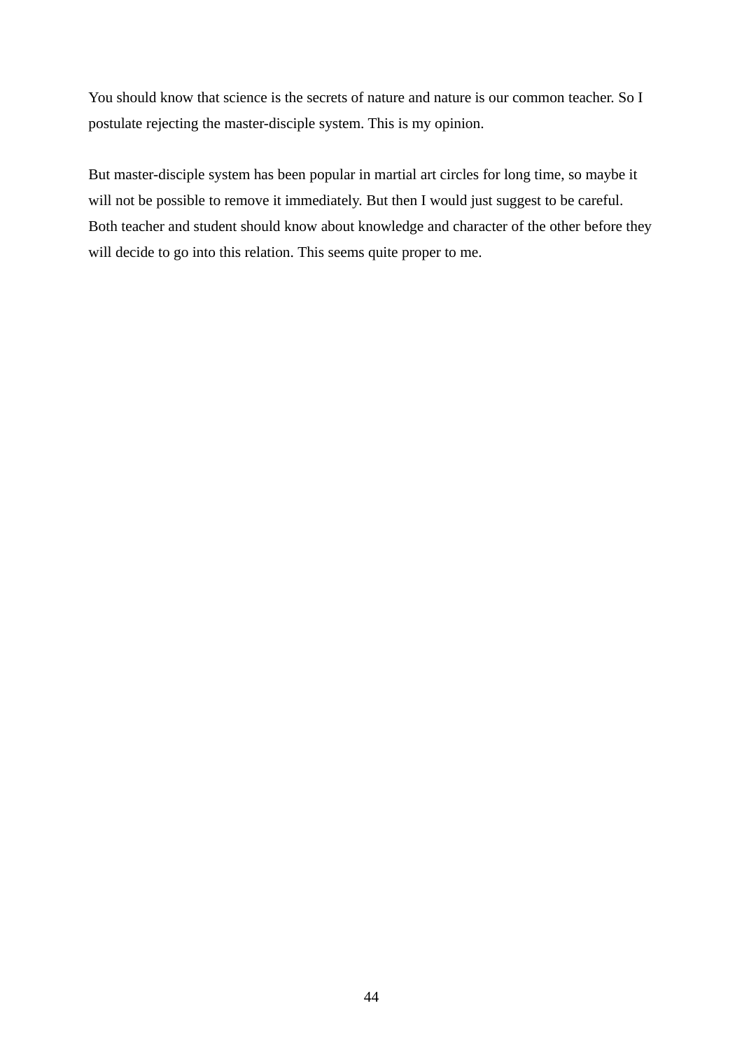You should know that science is the secrets of nature and nature is our common teacher. So I postulate rejecting the master-disciple system. This is my opinion.

But master-disciple system has been popular in martial art circles for long time, so maybe it will not be possible to remove it immediately. But then I would just suggest to be careful. Both teacher and student should know about knowledge and character of the other before they will decide to go into this relation. This seems quite proper to me.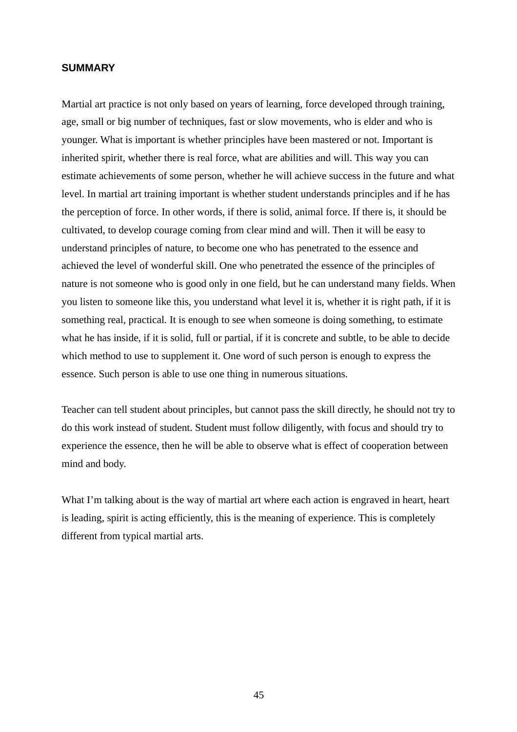## SUMMARY

Martial art practice is not only based on years of learning, force developed through training, age, small or big number of techniques, fast or slow movements, who is elder and who is younger. What is important is whether principles have been mastered or not. Important is inherited spirit, whether there is real force, what are abilities and will. This way you can estimate achievements of some person, whether he will achieve success in the future and what level. In martial art training important is whether student understands principles and if he has the perception of force. In other words, if there is solid, animal force. If there is, it should be cultivated, to develop courage coming from clear mind and will. Then it will be easy to understand principles of nature, to become one who has penetrated to the essence and achieved the level of wonderful skill. One who penetrated the essence of the principles of nature is not someone who is good only in one field, but he can understand many fields. When you listen to someone like this, you understand what level it is, whether it is right path, if it is something real, practical. It is enough to see when someone is doing something, to estimate what he has inside, if it is solid, full or partial, if it is concrete and subtle, to be able to decide which method to use to supplement it. One word of such person is enough to express the essence. Such person is able to use one thing in numerous situations.

Teacher can tell student about principles, but cannot pass the skill directly, he should not try to do this work instead of student. Student must follow diligently, with focus and should try to experience the essence, then he will be able to observe what is effect of cooperation between mind and body.

What I'm talking about is the way of martial art where each action is engraved in heart, heart is leading, spirit is acting efficiently, this is the meaning of experience. This is completely different from typical martial arts.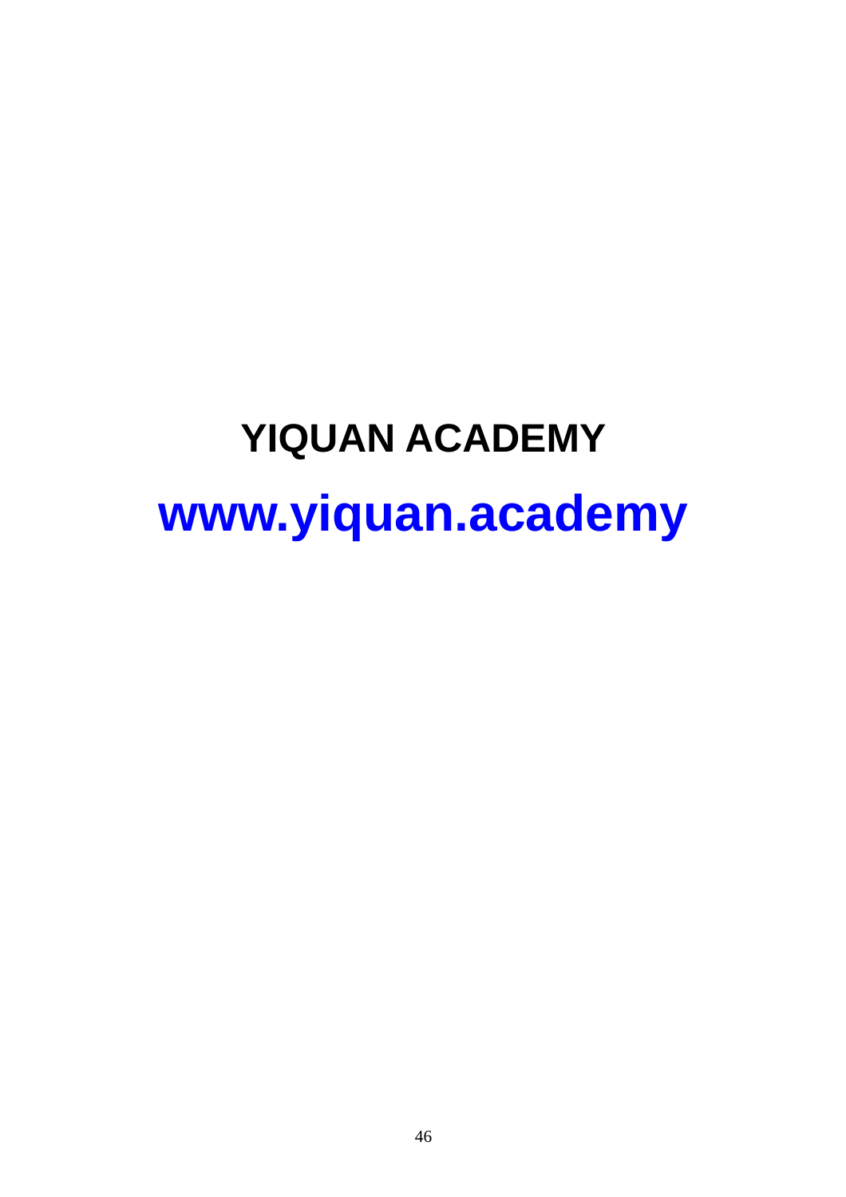**YIQUAN ACADEMY**

**www.yiquan.academy**